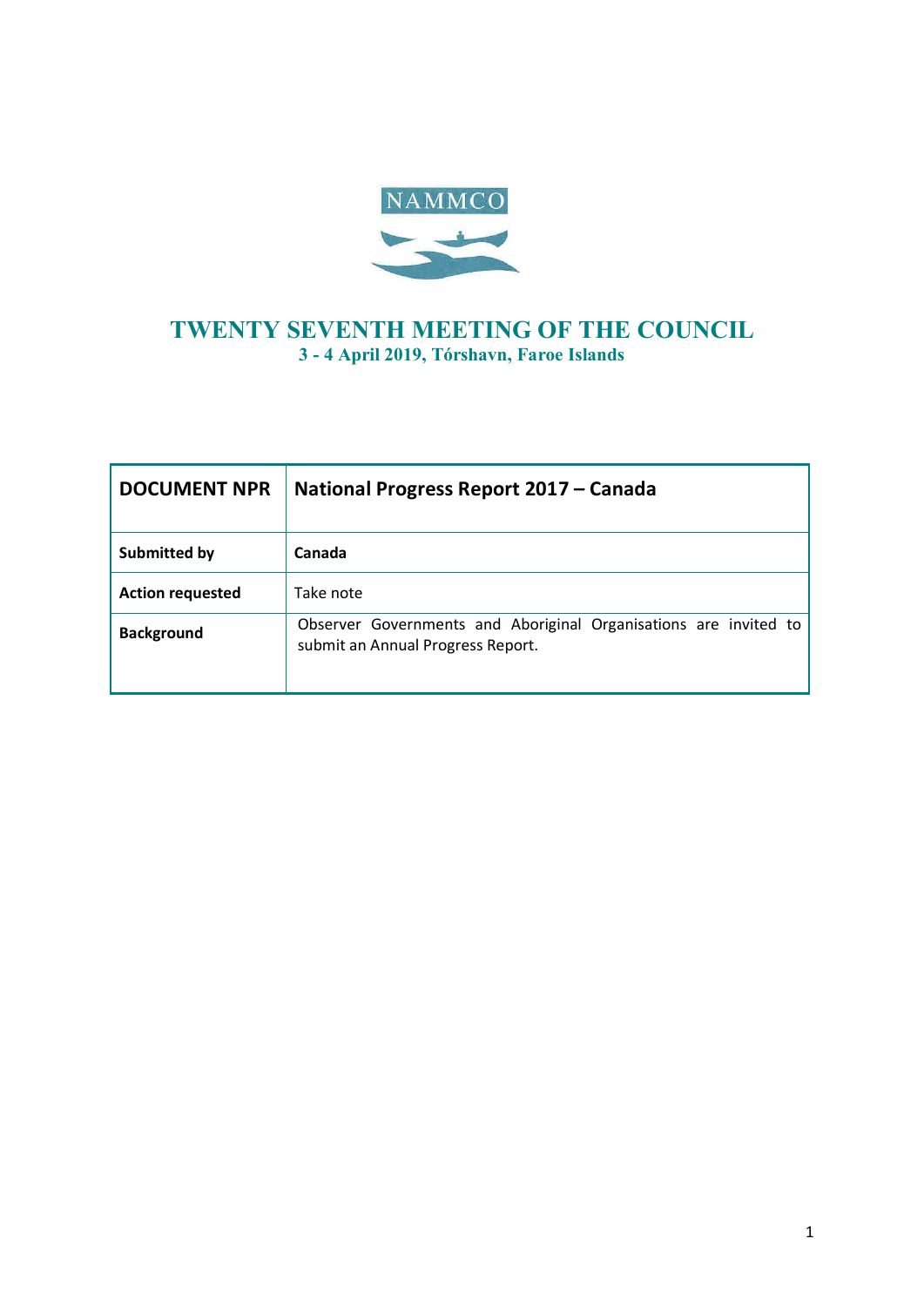NAMMCO

# TWENTY SEVENTH MEETING OF THE COUNCIL

**3 - 4 April 2019, Tórshavn, Faroe Islands**

| **DOCUMENT NPR** | **National Progress Report 2017 – Canada** |
| --- | --- |
| **Submitted by** | **Canada** |
| **Action requested** | Take note |
| **Background** | Observer Governments and Aboriginal Organisations are invited to submit an Annual Progress Report. |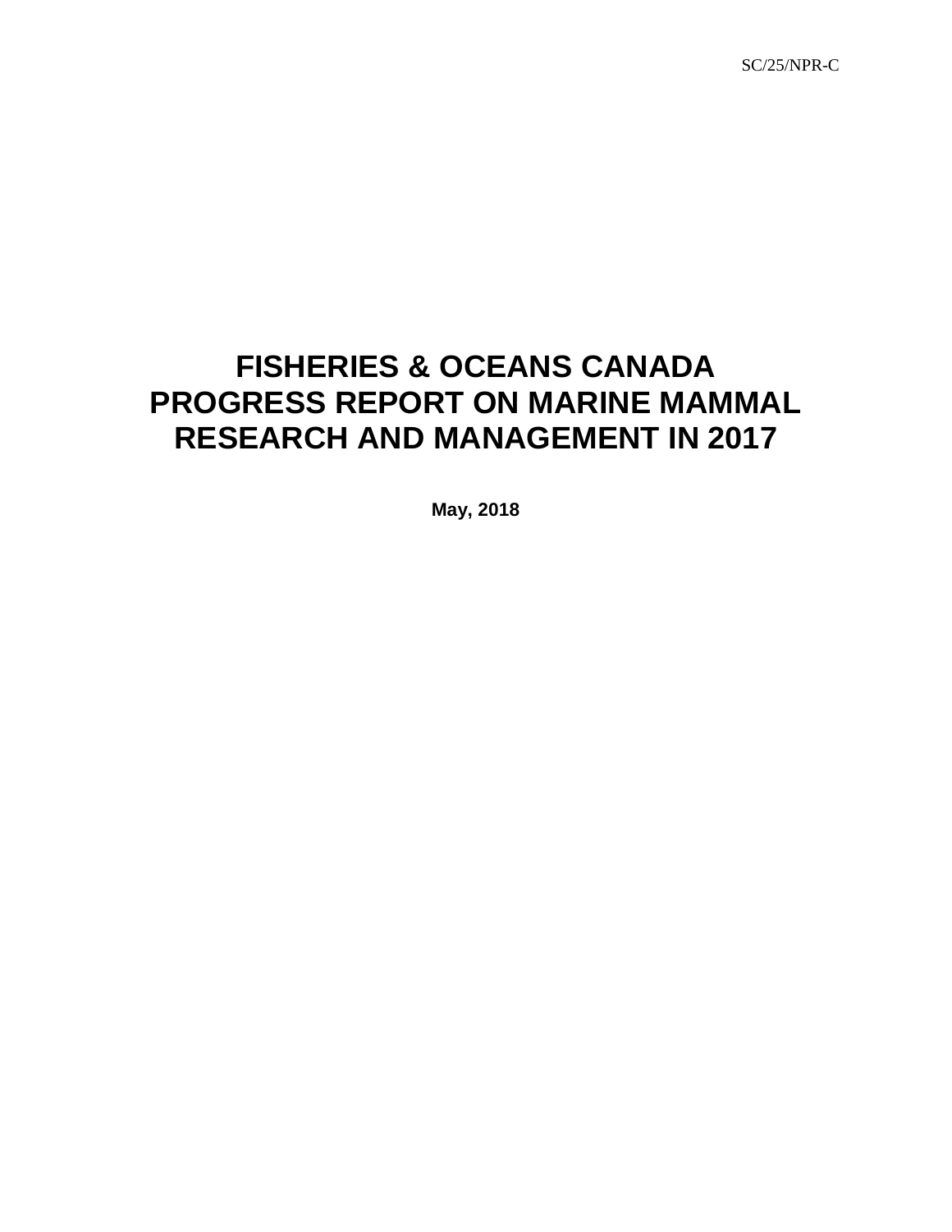SC/25/NPR-C

# FISHERIES & OCEANS CANADA PROGRESS REPORT ON MARINE MAMMAL RESEARCH AND MANAGEMENT IN 2017

**May, 2018**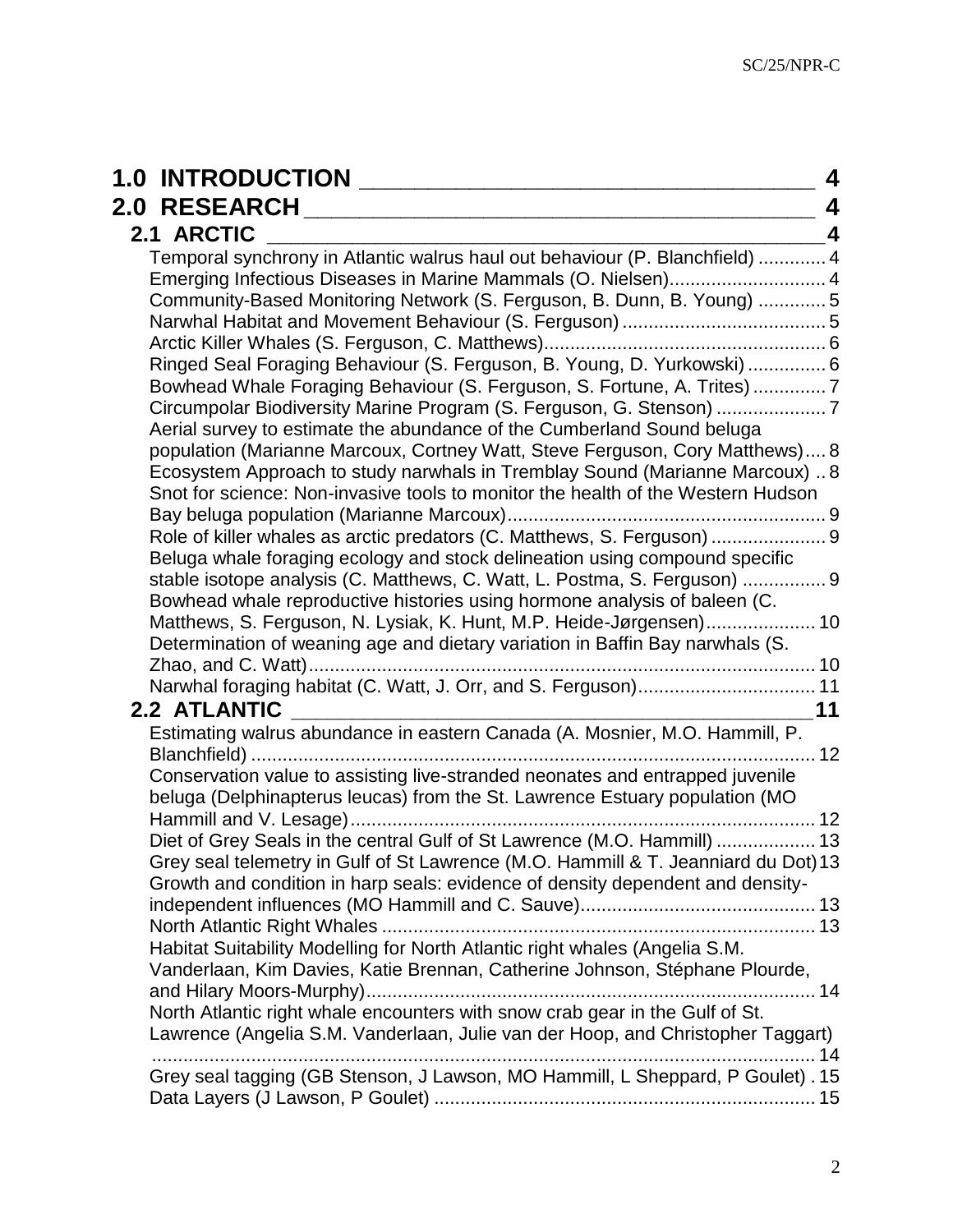**1.0 INTRODUCTION** ____________________________________ **4**

**2.0 RESEARCH** _______________________________________ **4**

**2.1 ARCTIC** ______________________________________________ **4**

Temporal synchrony in Atlantic walrus haul out behaviour (P. Blanchfield) ............. 4

Emerging Infectious Diseases in Marine Mammals (O. Nielsen).............................. 4

Community-Based Monitoring Network (S. Ferguson, B. Dunn, B. Young) ............. 5

Narwhal Habitat and Movement Behaviour (S. Ferguson) ....................................... 5

Arctic Killer Whales (S. Ferguson, C. Matthews)...................................................... 6

Ringed Seal Foraging Behaviour (S. Ferguson, B. Young, D. Yurkowski) ............... 6

Bowhead Whale Foraging Behaviour (S. Ferguson, S. Fortune, A. Trites) .............. 7

Circumpolar Biodiversity Marine Program (S. Ferguson, G. Stenson) ..................... 7

Aerial survey to estimate the abundance of the Cumberland Sound beluga population (Marianne Marcoux, Cortney Watt, Steve Ferguson, Cory Matthews).... 8

Ecosystem Approach to study narwhals in Tremblay Sound (Marianne Marcoux) .. 8

Snot for science: Non-invasive tools to monitor the health of the Western Hudson Bay beluga population (Marianne Marcoux)............................................................ 9

Role of killer whales as arctic predators (C. Matthews, S. Ferguson) ...................... 9

Beluga whale foraging ecology and stock delineation using compound specific stable isotope analysis (C. Matthews, C. Watt, L. Postma, S. Ferguson) ................ 9

Bowhead whale reproductive histories using hormone analysis of baleen (C. Matthews, S. Ferguson, N. Lysiak, K. Hunt, M.P. Heide-Jørgensen)..................... 10

Determination of weaning age and dietary variation in Baffin Bay narwhals (S. Zhao, and C. Watt)................................................................................................ 10

Narwhal foraging habitat (C. Watt, J. Orr, and S. Ferguson).................................. 11

**2.2 ATLANTIC** __________________________________________ **11**

Estimating walrus abundance in eastern Canada (A. Mosnier, M.O. Hammill, P. Blanchfield) ............................................................................................................ 12

Conservation value to assisting live-stranded neonates and entrapped juvenile beluga (Delphinapterus leucas) from the St. Lawrence Estuary population (MO Hammill and V. Lesage)......................................................................................... 12

Diet of Grey Seals in the central Gulf of St Lawrence (M.O. Hammill) ................... 13

Grey seal telemetry in Gulf of St Lawrence (M.O. Hammill & T. Jeanniard du Dot) 13

Growth and condition in harp seals: evidence of density dependent and density-independent influences (MO Hammill and C. Sauve)............................................. 13

North Atlantic Right Whales .................................................................................. 13

Habitat Suitability Modelling for North Atlantic right whales (Angelia S.M. Vanderlaan, Kim Davies, Katie Brennan, Catherine Johnson, Stéphane Plourde, and Hilary Moors-Murphy)...................................................................................... 14

North Atlantic right whale encounters with snow crab gear in the Gulf of St. Lawrence (Angelia S.M. Vanderlaan, Julie van der Hoop, and Christopher Taggart) ................................................................................................................ 14

Grey seal tagging (GB Stenson, J Lawson, MO Hammill, L Sheppard, P Goulet) . 15

Data Layers (J Lawson, P Goulet) ......................................................................... 15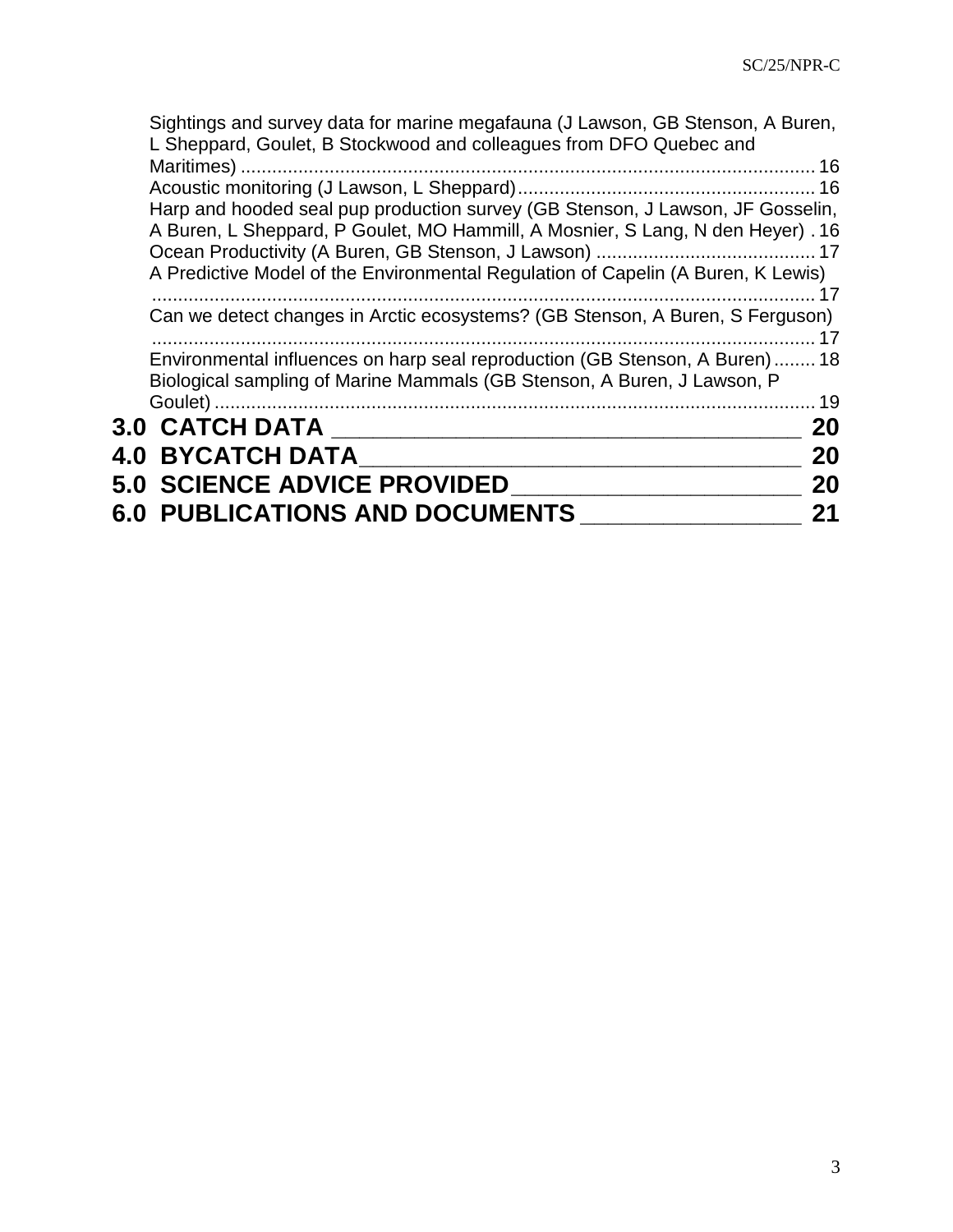Sightings and survey data for marine megafauna (J Lawson, GB Stenson, A Buren, L Sheppard, Goulet, B Stockwood and colleagues from DFO Quebec and Maritimes) ........ 16
Acoustic monitoring (J Lawson, L Sheppard) ........ 16
Harp and hooded seal pup production survey (GB Stenson, J Lawson, JF Gosselin, A Buren, L Sheppard, P Goulet, MO Hammill, A Mosnier, S Lang, N den Heyer) . 16
Ocean Productivity (A Buren, GB Stenson, J Lawson) ........ 17
A Predictive Model of the Environmental Regulation of Capelin (A Buren, K Lewis) ........ 17
Can we detect changes in Arctic ecosystems? (GB Stenson, A Buren, S Ferguson) ........ 17
Environmental influences on harp seal reproduction (GB Stenson, A Buren) ........ 18
Biological sampling of Marine Mammals (GB Stenson, A Buren, J Lawson, P Goulet) ........ 19

**3.0 CATCH DATA ________ 20**

**4.0 BYCATCH DATA ________ 20**

**5.0 SCIENCE ADVICE PROVIDED ________ 20**

**6.0 PUBLICATIONS AND DOCUMENTS ________ 21**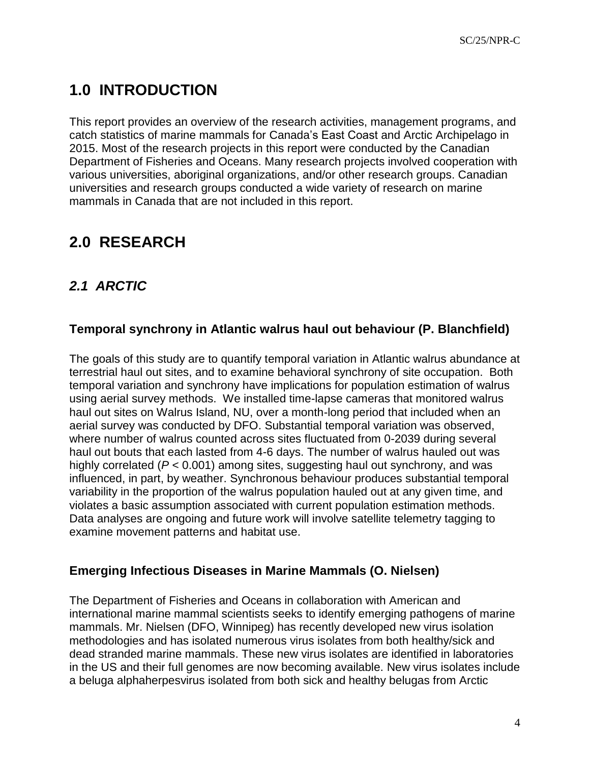# 1.0 INTRODUCTION

This report provides an overview of the research activities, management programs, and catch statistics of marine mammals for Canada's East Coast and Arctic Archipelago in 2015. Most of the research projects in this report were conducted by the Canadian Department of Fisheries and Oceans. Many research projects involved cooperation with various universities, aboriginal organizations, and/or other research groups. Canadian universities and research groups conducted a wide variety of research on marine mammals in Canada that are not included in this report.

# 2.0 RESEARCH

## *2.1 ARCTIC*

### Temporal synchrony in Atlantic walrus haul out behaviour (P. Blanchfield)

The goals of this study are to quantify temporal variation in Atlantic walrus abundance at terrestrial haul out sites, and to examine behavioral synchrony of site occupation. Both temporal variation and synchrony have implications for population estimation of walrus using aerial survey methods. We installed time-lapse cameras that monitored walrus haul out sites on Walrus Island, NU, over a month-long period that included when an aerial survey was conducted by DFO. Substantial temporal variation was observed, where number of walrus counted across sites fluctuated from 0-2039 during several haul out bouts that each lasted from 4-6 days. The number of walrus hauled out was highly correlated ($P < 0.001$) among sites, suggesting haul out synchrony, and was influenced, in part, by weather. Synchronous behaviour produces substantial temporal variability in the proportion of the walrus population hauled out at any given time, and violates a basic assumption associated with current population estimation methods. Data analyses are ongoing and future work will involve satellite telemetry tagging to examine movement patterns and habitat use.

### Emerging Infectious Diseases in Marine Mammals (O. Nielsen)

The Department of Fisheries and Oceans in collaboration with American and international marine mammal scientists seeks to identify emerging pathogens of marine mammals. Mr. Nielsen (DFO, Winnipeg) has recently developed new virus isolation methodologies and has isolated numerous virus isolates from both healthy/sick and dead stranded marine mammals. These new virus isolates are identified in laboratories in the US and their full genomes are now becoming available. New virus isolates include a beluga alphaherpesvirus isolated from both sick and healthy belugas from Arctic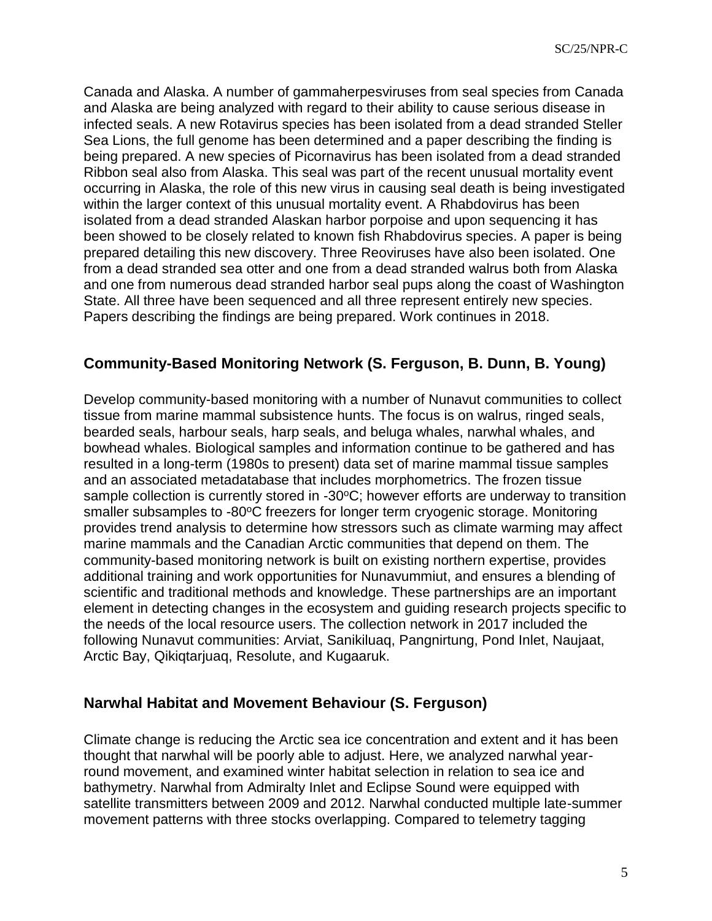Canada and Alaska. A number of gammaherpesviruses from seal species from Canada and Alaska are being analyzed with regard to their ability to cause serious disease in infected seals. A new Rotavirus species has been isolated from a dead stranded Steller Sea Lions, the full genome has been determined and a paper describing the finding is being prepared. A new species of Picornavirus has been isolated from a dead stranded Ribbon seal also from Alaska. This seal was part of the recent unusual mortality event occurring in Alaska, the role of this new virus in causing seal death is being investigated within the larger context of this unusual mortality event. A Rhabdovirus has been isolated from a dead stranded Alaskan harbor porpoise and upon sequencing it has been showed to be closely related to known fish Rhabdovirus species. A paper is being prepared detailing this new discovery. Three Reoviruses have also been isolated. One from a dead stranded sea otter and one from a dead stranded walrus both from Alaska and one from numerous dead stranded harbor seal pups along the coast of Washington State. All three have been sequenced and all three represent entirely new species. Papers describing the findings are being prepared. Work continues in 2018.

## Community-Based Monitoring Network (S. Ferguson, B. Dunn, B. Young)

Develop community-based monitoring with a number of Nunavut communities to collect tissue from marine mammal subsistence hunts. The focus is on walrus, ringed seals, bearded seals, harbour seals, harp seals, and beluga whales, narwhal whales, and bowhead whales. Biological samples and information continue to be gathered and has resulted in a long-term (1980s to present) data set of marine mammal tissue samples and an associated metadatabase that includes morphometrics. The frozen tissue sample collection is currently stored in -30°C; however efforts are underway to transition smaller subsamples to -80°C freezers for longer term cryogenic storage. Monitoring provides trend analysis to determine how stressors such as climate warming may affect marine mammals and the Canadian Arctic communities that depend on them. The community-based monitoring network is built on existing northern expertise, provides additional training and work opportunities for Nunavummiut, and ensures a blending of scientific and traditional methods and knowledge. These partnerships are an important element in detecting changes in the ecosystem and guiding research projects specific to the needs of the local resource users. The collection network in 2017 included the following Nunavut communities: Arviat, Sanikiluaq, Pangnirtung, Pond Inlet, Naujaat, Arctic Bay, Qikiqtarjuaq, Resolute, and Kugaaruk.

## Narwhal Habitat and Movement Behaviour (S. Ferguson)

Climate change is reducing the Arctic sea ice concentration and extent and it has been thought that narwhal will be poorly able to adjust. Here, we analyzed narwhal year-round movement, and examined winter habitat selection in relation to sea ice and bathymetry. Narwhal from Admiralty Inlet and Eclipse Sound were equipped with satellite transmitters between 2009 and 2012. Narwhal conducted multiple late-summer movement patterns with three stocks overlapping. Compared to telemetry tagging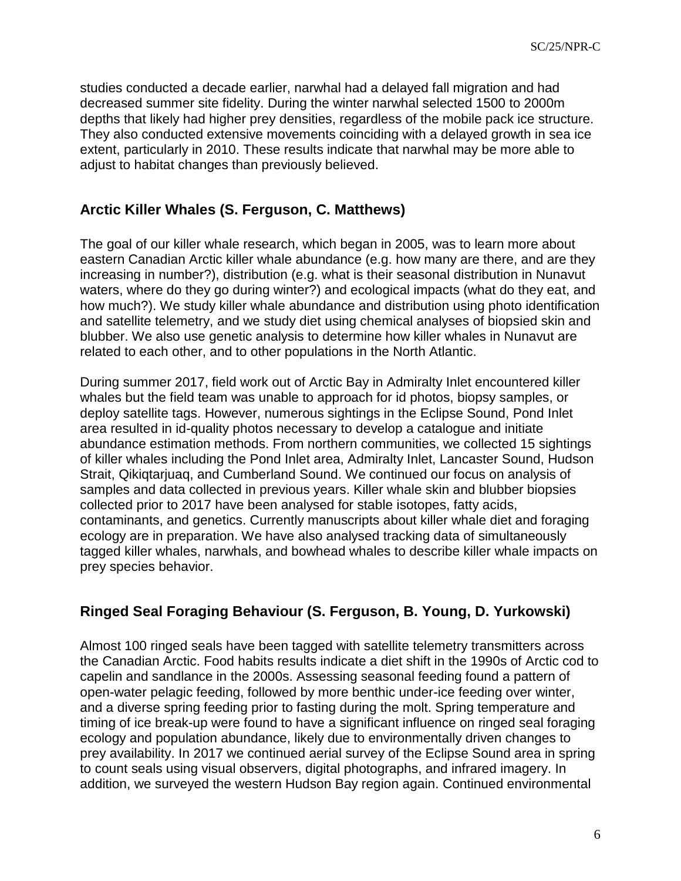studies conducted a decade earlier, narwhal had a delayed fall migration and had decreased summer site fidelity. During the winter narwhal selected 1500 to 2000m depths that likely had higher prey densities, regardless of the mobile pack ice structure. They also conducted extensive movements coinciding with a delayed growth in sea ice extent, particularly in 2010. These results indicate that narwhal may be more able to adjust to habitat changes than previously believed.

## Arctic Killer Whales (S. Ferguson, C. Matthews)

The goal of our killer whale research, which began in 2005, was to learn more about eastern Canadian Arctic killer whale abundance (e.g. how many are there, and are they increasing in number?), distribution (e.g. what is their seasonal distribution in Nunavut waters, where do they go during winter?) and ecological impacts (what do they eat, and how much?). We study killer whale abundance and distribution using photo identification and satellite telemetry, and we study diet using chemical analyses of biopsied skin and blubber. We also use genetic analysis to determine how killer whales in Nunavut are related to each other, and to other populations in the North Atlantic.

During summer 2017, field work out of Arctic Bay in Admiralty Inlet encountered killer whales but the field team was unable to approach for id photos, biopsy samples, or deploy satellite tags. However, numerous sightings in the Eclipse Sound, Pond Inlet area resulted in id-quality photos necessary to develop a catalogue and initiate abundance estimation methods. From northern communities, we collected 15 sightings of killer whales including the Pond Inlet area, Admiralty Inlet, Lancaster Sound, Hudson Strait, Qikiqtarjuaq, and Cumberland Sound. We continued our focus on analysis of samples and data collected in previous years. Killer whale skin and blubber biopsies collected prior to 2017 have been analysed for stable isotopes, fatty acids, contaminants, and genetics. Currently manuscripts about killer whale diet and foraging ecology are in preparation. We have also analysed tracking data of simultaneously tagged killer whales, narwhals, and bowhead whales to describe killer whale impacts on prey species behavior.

## Ringed Seal Foraging Behaviour (S. Ferguson, B. Young, D. Yurkowski)

Almost 100 ringed seals have been tagged with satellite telemetry transmitters across the Canadian Arctic. Food habits results indicate a diet shift in the 1990s of Arctic cod to capelin and sandlance in the 2000s. Assessing seasonal feeding found a pattern of open-water pelagic feeding, followed by more benthic under-ice feeding over winter, and a diverse spring feeding prior to fasting during the molt. Spring temperature and timing of ice break-up were found to have a significant influence on ringed seal foraging ecology and population abundance, likely due to environmentally driven changes to prey availability. In 2017 we continued aerial survey of the Eclipse Sound area in spring to count seals using visual observers, digital photographs, and infrared imagery. In addition, we surveyed the western Hudson Bay region again. Continued environmental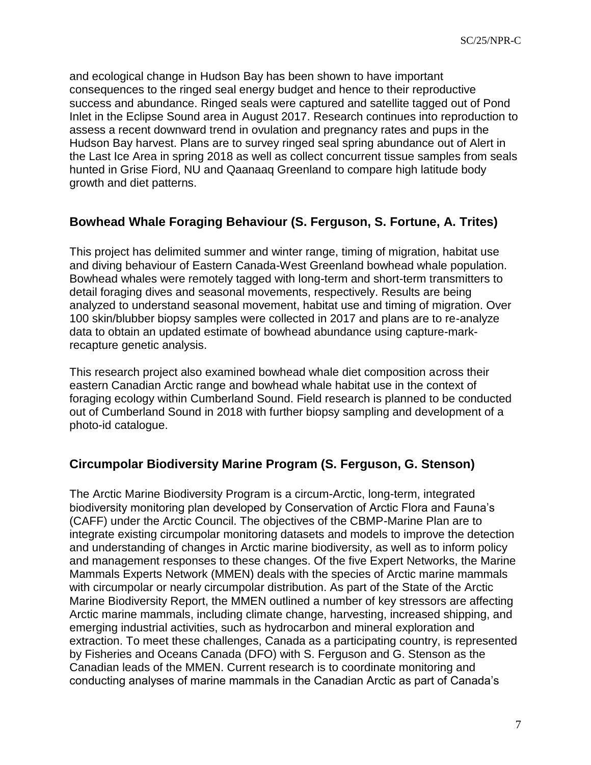and ecological change in Hudson Bay has been shown to have important consequences to the ringed seal energy budget and hence to their reproductive success and abundance. Ringed seals were captured and satellite tagged out of Pond Inlet in the Eclipse Sound area in August 2017. Research continues into reproduction to assess a recent downward trend in ovulation and pregnancy rates and pups in the Hudson Bay harvest. Plans are to survey ringed seal spring abundance out of Alert in the Last Ice Area in spring 2018 as well as collect concurrent tissue samples from seals hunted in Grise Fiord, NU and Qaanaaq Greenland to compare high latitude body growth and diet patterns.

## Bowhead Whale Foraging Behaviour (S. Ferguson, S. Fortune, A. Trites)

This project has delimited summer and winter range, timing of migration, habitat use and diving behaviour of Eastern Canada-West Greenland bowhead whale population. Bowhead whales were remotely tagged with long-term and short-term transmitters to detail foraging dives and seasonal movements, respectively. Results are being analyzed to understand seasonal movement, habitat use and timing of migration. Over 100 skin/blubber biopsy samples were collected in 2017 and plans are to re-analyze data to obtain an updated estimate of bowhead abundance using capture-mark-recapture genetic analysis.

This research project also examined bowhead whale diet composition across their eastern Canadian Arctic range and bowhead whale habitat use in the context of foraging ecology within Cumberland Sound. Field research is planned to be conducted out of Cumberland Sound in 2018 with further biopsy sampling and development of a photo-id catalogue.

## Circumpolar Biodiversity Marine Program (S. Ferguson, G. Stenson)

The Arctic Marine Biodiversity Program is a circum-Arctic, long-term, integrated biodiversity monitoring plan developed by Conservation of Arctic Flora and Fauna's (CAFF) under the Arctic Council. The objectives of the CBMP-Marine Plan are to integrate existing circumpolar monitoring datasets and models to improve the detection and understanding of changes in Arctic marine biodiversity, as well as to inform policy and management responses to these changes. Of the five Expert Networks, the Marine Mammals Experts Network (MMEN) deals with the species of Arctic marine mammals with circumpolar or nearly circumpolar distribution. As part of the State of the Arctic Marine Biodiversity Report, the MMEN outlined a number of key stressors are affecting Arctic marine mammals, including climate change, harvesting, increased shipping, and emerging industrial activities, such as hydrocarbon and mineral exploration and extraction. To meet these challenges, Canada as a participating country, is represented by Fisheries and Oceans Canada (DFO) with S. Ferguson and G. Stenson as the Canadian leads of the MMEN. Current research is to coordinate monitoring and conducting analyses of marine mammals in the Canadian Arctic as part of Canada's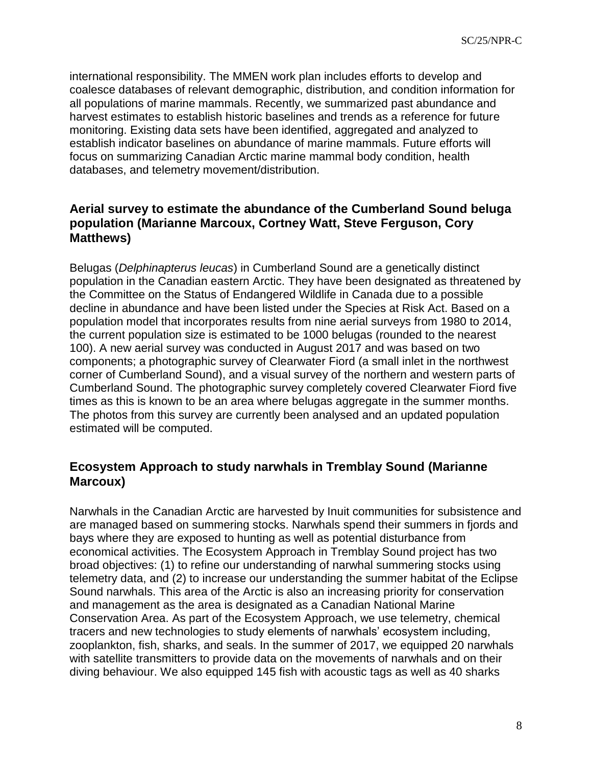international responsibility. The MMEN work plan includes efforts to develop and coalesce databases of relevant demographic, distribution, and condition information for all populations of marine mammals. Recently, we summarized past abundance and harvest estimates to establish historic baselines and trends as a reference for future monitoring. Existing data sets have been identified, aggregated and analyzed to establish indicator baselines on abundance of marine mammals. Future efforts will focus on summarizing Canadian Arctic marine mammal body condition, health databases, and telemetry movement/distribution.

## Aerial survey to estimate the abundance of the Cumberland Sound beluga population (Marianne Marcoux, Cortney Watt, Steve Ferguson, Cory Matthews)

Belugas (*Delphinapterus leucas*) in Cumberland Sound are a genetically distinct population in the Canadian eastern Arctic. They have been designated as threatened by the Committee on the Status of Endangered Wildlife in Canada due to a possible decline in abundance and have been listed under the Species at Risk Act. Based on a population model that incorporates results from nine aerial surveys from 1980 to 2014, the current population size is estimated to be 1000 belugas (rounded to the nearest 100). A new aerial survey was conducted in August 2017 and was based on two components; a photographic survey of Clearwater Fiord (a small inlet in the northwest corner of Cumberland Sound), and a visual survey of the northern and western parts of Cumberland Sound. The photographic survey completely covered Clearwater Fiord five times as this is known to be an area where belugas aggregate in the summer months. The photos from this survey are currently been analysed and an updated population estimated will be computed.

## Ecosystem Approach to study narwhals in Tremblay Sound (Marianne Marcoux)

Narwhals in the Canadian Arctic are harvested by Inuit communities for subsistence and are managed based on summering stocks. Narwhals spend their summers in fjords and bays where they are exposed to hunting as well as potential disturbance from economical activities. The Ecosystem Approach in Tremblay Sound project has two broad objectives: (1) to refine our understanding of narwhal summering stocks using telemetry data, and (2) to increase our understanding the summer habitat of the Eclipse Sound narwhals. This area of the Arctic is also an increasing priority for conservation and management as the area is designated as a Canadian National Marine Conservation Area. As part of the Ecosystem Approach, we use telemetry, chemical tracers and new technologies to study elements of narwhals' ecosystem including, zooplankton, fish, sharks, and seals. In the summer of 2017, we equipped 20 narwhals with satellite transmitters to provide data on the movements of narwhals and on their diving behaviour. We also equipped 145 fish with acoustic tags as well as 40 sharks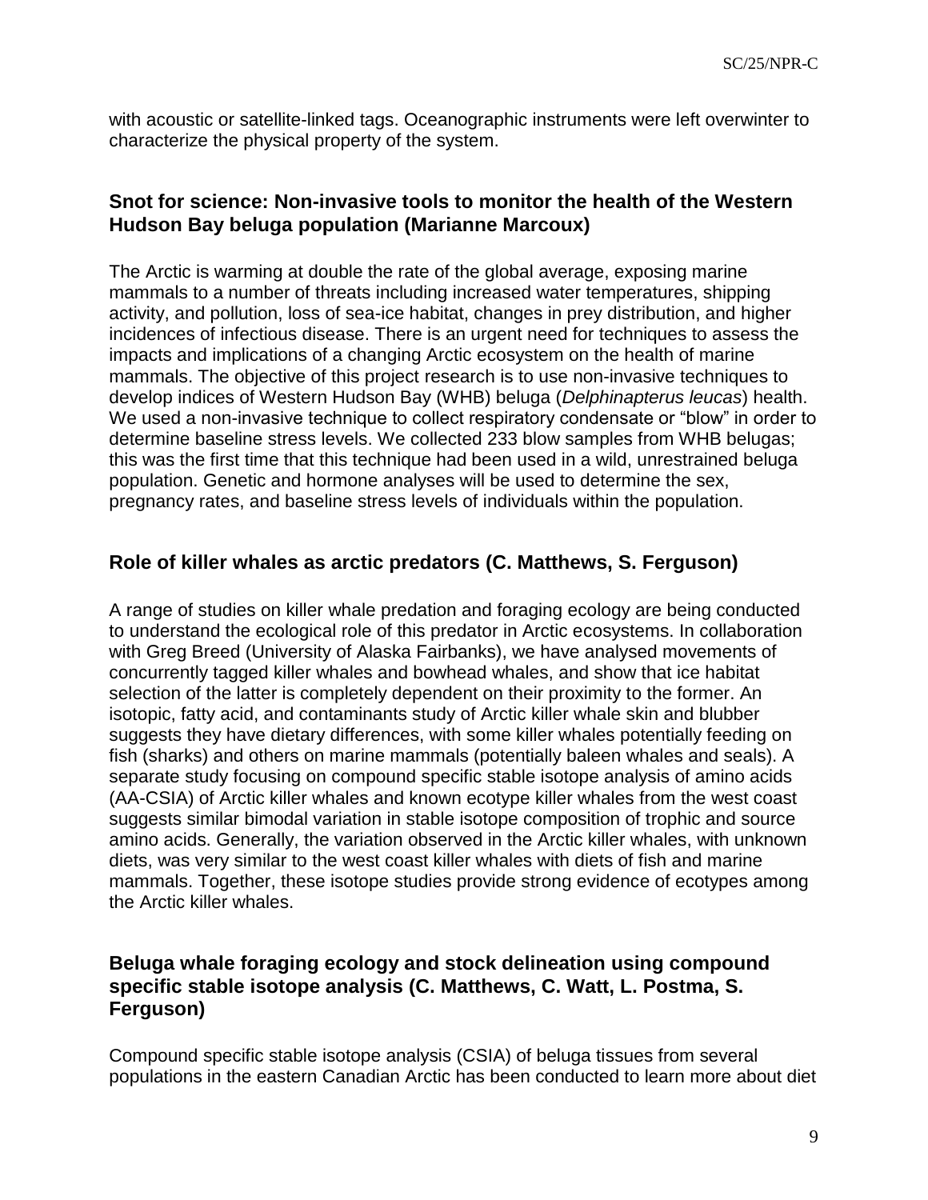with acoustic or satellite-linked tags. Oceanographic instruments were left overwinter to characterize the physical property of the system.

## Snot for science: Non-invasive tools to monitor the health of the Western Hudson Bay beluga population (Marianne Marcoux)

The Arctic is warming at double the rate of the global average, exposing marine mammals to a number of threats including increased water temperatures, shipping activity, and pollution, loss of sea-ice habitat, changes in prey distribution, and higher incidences of infectious disease. There is an urgent need for techniques to assess the impacts and implications of a changing Arctic ecosystem on the health of marine mammals. The objective of this project research is to use non-invasive techniques to develop indices of Western Hudson Bay (WHB) beluga (*Delphinapterus leucas*) health. We used a non-invasive technique to collect respiratory condensate or "blow" in order to determine baseline stress levels. We collected 233 blow samples from WHB belugas; this was the first time that this technique had been used in a wild, unrestrained beluga population. Genetic and hormone analyses will be used to determine the sex, pregnancy rates, and baseline stress levels of individuals within the population.

## Role of killer whales as arctic predators (C. Matthews, S. Ferguson)

A range of studies on killer whale predation and foraging ecology are being conducted to understand the ecological role of this predator in Arctic ecosystems. In collaboration with Greg Breed (University of Alaska Fairbanks), we have analysed movements of concurrently tagged killer whales and bowhead whales, and show that ice habitat selection of the latter is completely dependent on their proximity to the former. An isotopic, fatty acid, and contaminants study of Arctic killer whale skin and blubber suggests they have dietary differences, with some killer whales potentially feeding on fish (sharks) and others on marine mammals (potentially baleen whales and seals). A separate study focusing on compound specific stable isotope analysis of amino acids (AA-CSIA) of Arctic killer whales and known ecotype killer whales from the west coast suggests similar bimodal variation in stable isotope composition of trophic and source amino acids. Generally, the variation observed in the Arctic killer whales, with unknown diets, was very similar to the west coast killer whales with diets of fish and marine mammals. Together, these isotope studies provide strong evidence of ecotypes among the Arctic killer whales.

## Beluga whale foraging ecology and stock delineation using compound specific stable isotope analysis (C. Matthews, C. Watt, L. Postma, S. Ferguson)

Compound specific stable isotope analysis (CSIA) of beluga tissues from several populations in the eastern Canadian Arctic has been conducted to learn more about diet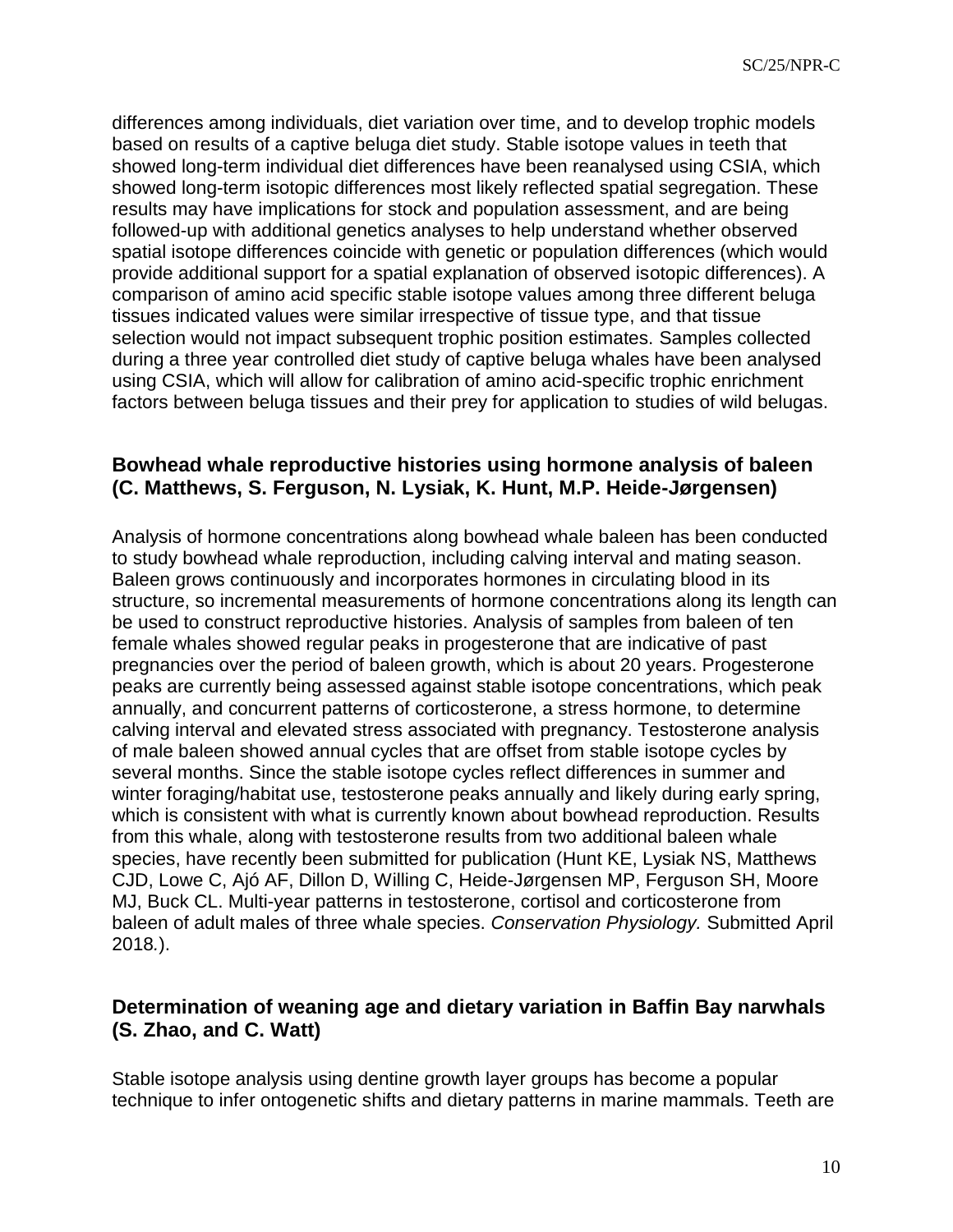differences among individuals, diet variation over time, and to develop trophic models based on results of a captive beluga diet study. Stable isotope values in teeth that showed long-term individual diet differences have been reanalysed using CSIA, which showed long-term isotopic differences most likely reflected spatial segregation. These results may have implications for stock and population assessment, and are being followed-up with additional genetics analyses to help understand whether observed spatial isotope differences coincide with genetic or population differences (which would provide additional support for a spatial explanation of observed isotopic differences). A comparison of amino acid specific stable isotope values among three different beluga tissues indicated values were similar irrespective of tissue type, and that tissue selection would not impact subsequent trophic position estimates. Samples collected during a three year controlled diet study of captive beluga whales have been analysed using CSIA, which will allow for calibration of amino acid-specific trophic enrichment factors between beluga tissues and their prey for application to studies of wild belugas.

### Bowhead whale reproductive histories using hormone analysis of baleen (C. Matthews, S. Ferguson, N. Lysiak, K. Hunt, M.P. Heide-Jørgensen)

Analysis of hormone concentrations along bowhead whale baleen has been conducted to study bowhead whale reproduction, including calving interval and mating season. Baleen grows continuously and incorporates hormones in circulating blood in its structure, so incremental measurements of hormone concentrations along its length can be used to construct reproductive histories. Analysis of samples from baleen of ten female whales showed regular peaks in progesterone that are indicative of past pregnancies over the period of baleen growth, which is about 20 years. Progesterone peaks are currently being assessed against stable isotope concentrations, which peak annually, and concurrent patterns of corticosterone, a stress hormone, to determine calving interval and elevated stress associated with pregnancy. Testosterone analysis of male baleen showed annual cycles that are offset from stable isotope cycles by several months. Since the stable isotope cycles reflect differences in summer and winter foraging/habitat use, testosterone peaks annually and likely during early spring, which is consistent with what is currently known about bowhead reproduction. Results from this whale, along with testosterone results from two additional baleen whale species, have recently been submitted for publication (Hunt KE, Lysiak NS, Matthews CJD, Lowe C, Ajó AF, Dillon D, Willing C, Heide-Jørgensen MP, Ferguson SH, Moore MJ, Buck CL. Multi-year patterns in testosterone, cortisol and corticosterone from baleen of adult males of three whale species. *Conservation Physiology.* Submitted April 2018.).

### Determination of weaning age and dietary variation in Baffin Bay narwhals (S. Zhao, and C. Watt)

Stable isotope analysis using dentine growth layer groups has become a popular technique to infer ontogenetic shifts and dietary patterns in marine mammals. Teeth are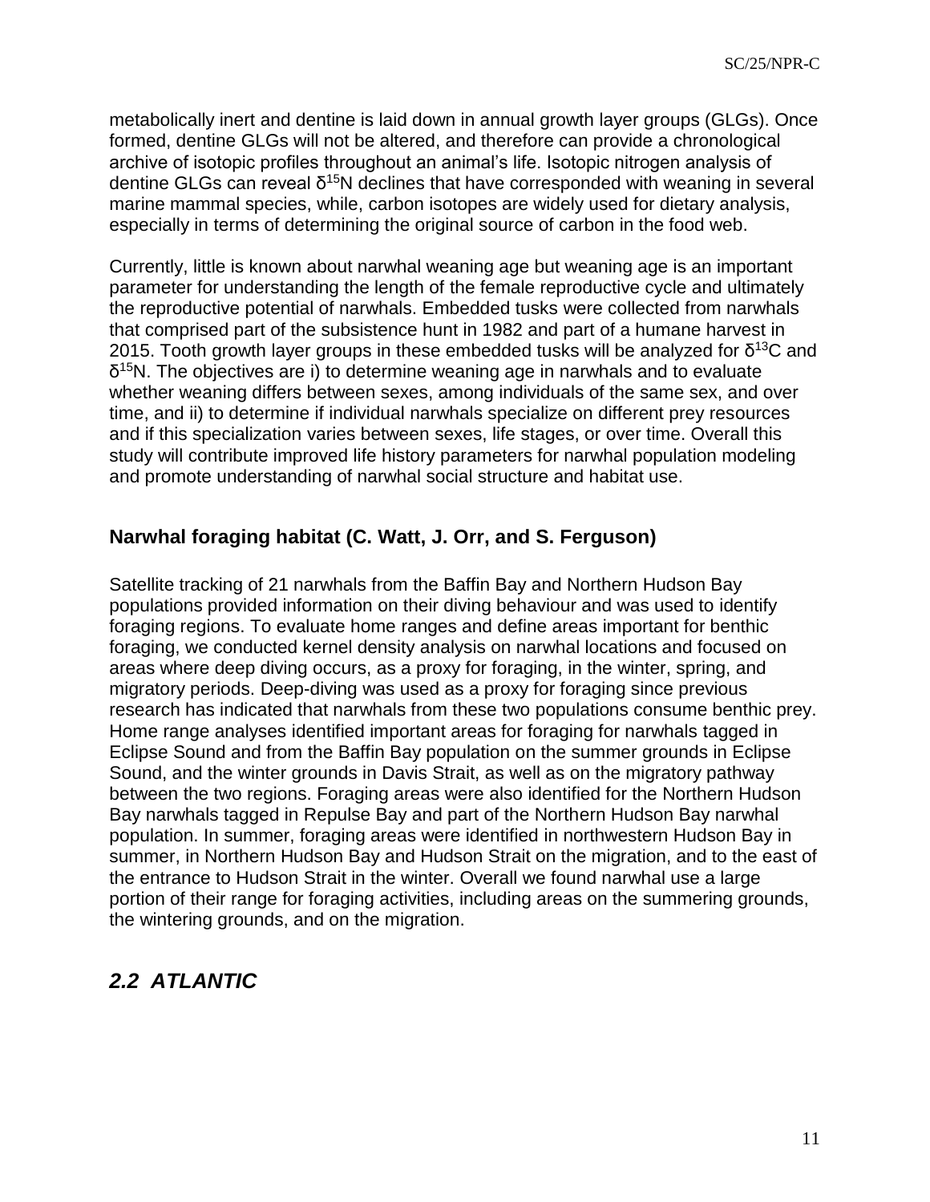metabolically inert and dentine is laid down in annual growth layer groups (GLGs). Once formed, dentine GLGs will not be altered, and therefore can provide a chronological archive of isotopic profiles throughout an animal's life. Isotopic nitrogen analysis of dentine GLGs can reveal $\delta^{15}N$ declines that have corresponded with weaning in several marine mammal species, while, carbon isotopes are widely used for dietary analysis, especially in terms of determining the original source of carbon in the food web.

Currently, little is known about narwhal weaning age but weaning age is an important parameter for understanding the length of the female reproductive cycle and ultimately the reproductive potential of narwhals. Embedded tusks were collected from narwhals that comprised part of the subsistence hunt in 1982 and part of a humane harvest in 2015. Tooth growth layer groups in these embedded tusks will be analyzed for $\delta^{13}C$ and $\delta^{15}N$. The objectives are i) to determine weaning age in narwhals and to evaluate whether weaning differs between sexes, among individuals of the same sex, and over time, and ii) to determine if individual narwhals specialize on different prey resources and if this specialization varies between sexes, life stages, or over time. Overall this study will contribute improved life history parameters for narwhal population modeling and promote understanding of narwhal social structure and habitat use.

### Narwhal foraging habitat (C. Watt, J. Orr, and S. Ferguson)

Satellite tracking of 21 narwhals from the Baffin Bay and Northern Hudson Bay populations provided information on their diving behaviour and was used to identify foraging regions. To evaluate home ranges and define areas important for benthic foraging, we conducted kernel density analysis on narwhal locations and focused on areas where deep diving occurs, as a proxy for foraging, in the winter, spring, and migratory periods. Deep-diving was used as a proxy for foraging since previous research has indicated that narwhals from these two populations consume benthic prey. Home range analyses identified important areas for foraging for narwhals tagged in Eclipse Sound and from the Baffin Bay population on the summer grounds in Eclipse Sound, and the winter grounds in Davis Strait, as well as on the migratory pathway between the two regions. Foraging areas were also identified for the Northern Hudson Bay narwhals tagged in Repulse Bay and part of the Northern Hudson Bay narwhal population. In summer, foraging areas were identified in northwestern Hudson Bay in summer, in Northern Hudson Bay and Hudson Strait on the migration, and to the east of the entrance to Hudson Strait in the winter. Overall we found narwhal use a large portion of their range for foraging activities, including areas on the summering grounds, the wintering grounds, and on the migration.

## *2.2 ATLANTIC*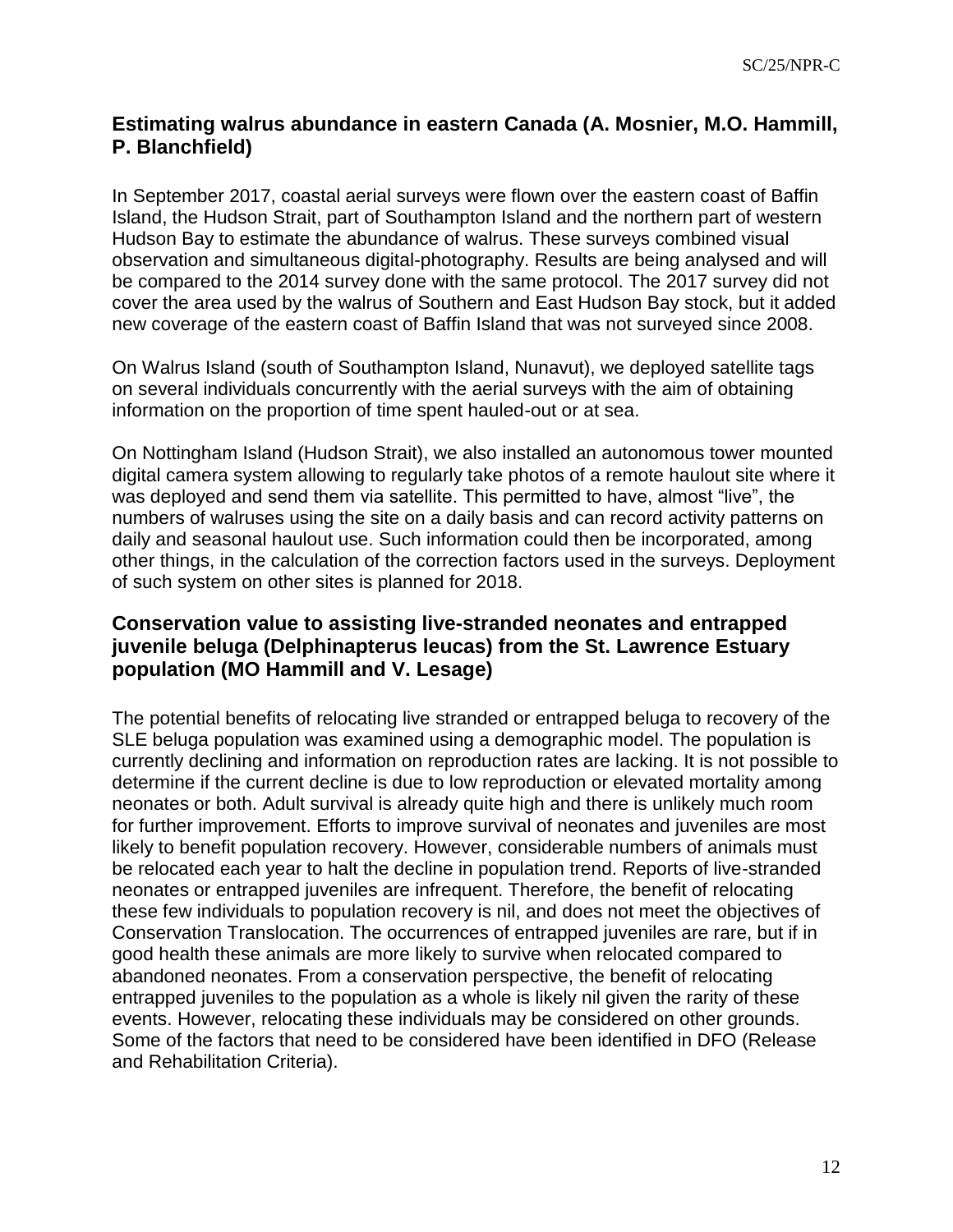### Estimating walrus abundance in eastern Canada (A. Mosnier, M.O. Hammill, P. Blanchfield)

In September 2017, coastal aerial surveys were flown over the eastern coast of Baffin Island, the Hudson Strait, part of Southampton Island and the northern part of western Hudson Bay to estimate the abundance of walrus. These surveys combined visual observation and simultaneous digital-photography. Results are being analysed and will be compared to the 2014 survey done with the same protocol. The 2017 survey did not cover the area used by the walrus of Southern and East Hudson Bay stock, but it added new coverage of the eastern coast of Baffin Island that was not surveyed since 2008.

On Walrus Island (south of Southampton Island, Nunavut), we deployed satellite tags on several individuals concurrently with the aerial surveys with the aim of obtaining information on the proportion of time spent hauled-out or at sea.

On Nottingham Island (Hudson Strait), we also installed an autonomous tower mounted digital camera system allowing to regularly take photos of a remote haulout site where it was deployed and send them via satellite. This permitted to have, almost “live”, the numbers of walruses using the site on a daily basis and can record activity patterns on daily and seasonal haulout use. Such information could then be incorporated, among other things, in the calculation of the correction factors used in the surveys. Deployment of such system on other sites is planned for 2018.

### Conservation value to assisting live-stranded neonates and entrapped juvenile beluga (Delphinapterus leucas) from the St. Lawrence Estuary population (MO Hammill and V. Lesage)

The potential benefits of relocating live stranded or entrapped beluga to recovery of the SLE beluga population was examined using a demographic model. The population is currently declining and information on reproduction rates are lacking. It is not possible to determine if the current decline is due to low reproduction or elevated mortality among neonates or both. Adult survival is already quite high and there is unlikely much room for further improvement. Efforts to improve survival of neonates and juveniles are most likely to benefit population recovery. However, considerable numbers of animals must be relocated each year to halt the decline in population trend. Reports of live-stranded neonates or entrapped juveniles are infrequent. Therefore, the benefit of relocating these few individuals to population recovery is nil, and does not meet the objectives of Conservation Translocation. The occurrences of entrapped juveniles are rare, but if in good health these animals are more likely to survive when relocated compared to abandoned neonates. From a conservation perspective, the benefit of relocating entrapped juveniles to the population as a whole is likely nil given the rarity of these events. However, relocating these individuals may be considered on other grounds. Some of the factors that need to be considered have been identified in DFO (Release and Rehabilitation Criteria).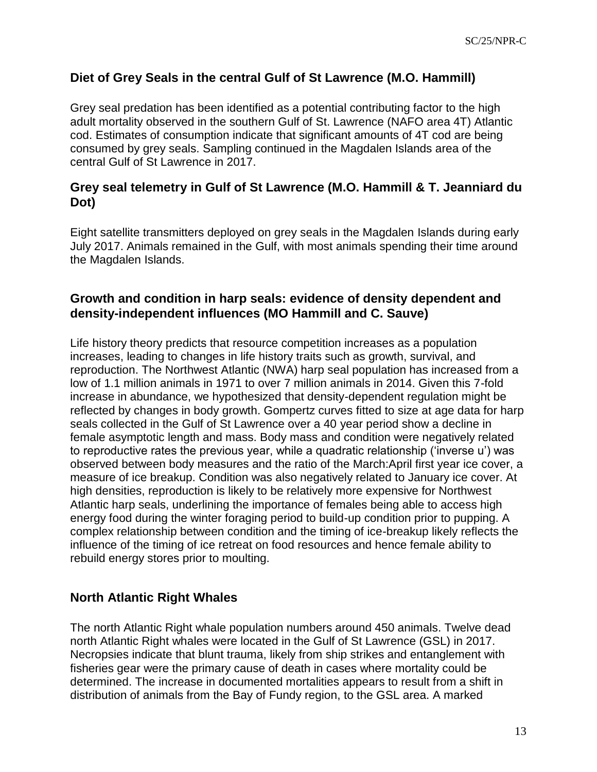## Diet of Grey Seals in the central Gulf of St Lawrence (M.O. Hammill)

Grey seal predation has been identified as a potential contributing factor to the high adult mortality observed in the southern Gulf of St. Lawrence (NAFO area 4T) Atlantic cod. Estimates of consumption indicate that significant amounts of 4T cod are being consumed by grey seals. Sampling continued in the Magdalen Islands area of the central Gulf of St Lawrence in 2017.

## Grey seal telemetry in Gulf of St Lawrence (M.O. Hammill & T. Jeanniard du Dot)

Eight satellite transmitters deployed on grey seals in the Magdalen Islands during early July 2017. Animals remained in the Gulf, with most animals spending their time around the Magdalen Islands.

## Growth and condition in harp seals: evidence of density dependent and density-independent influences (MO Hammill and C. Sauve)

Life history theory predicts that resource competition increases as a population increases, leading to changes in life history traits such as growth, survival, and reproduction. The Northwest Atlantic (NWA) harp seal population has increased from a low of 1.1 million animals in 1971 to over 7 million animals in 2014. Given this 7-fold increase in abundance, we hypothesized that density-dependent regulation might be reflected by changes in body growth. Gompertz curves fitted to size at age data for harp seals collected in the Gulf of St Lawrence over a 40 year period show a decline in female asymptotic length and mass. Body mass and condition were negatively related to reproductive rates the previous year, while a quadratic relationship ('inverse u') was observed between body measures and the ratio of the March:April first year ice cover, a measure of ice breakup. Condition was also negatively related to January ice cover. At high densities, reproduction is likely to be relatively more expensive for Northwest Atlantic harp seals, underlining the importance of females being able to access high energy food during the winter foraging period to build-up condition prior to pupping. A complex relationship between condition and the timing of ice-breakup likely reflects the influence of the timing of ice retreat on food resources and hence female ability to rebuild energy stores prior to moulting.

## North Atlantic Right Whales

The north Atlantic Right whale population numbers around 450 animals. Twelve dead north Atlantic Right whales were located in the Gulf of St Lawrence (GSL) in 2017. Necropsies indicate that blunt trauma, likely from ship strikes and entanglement with fisheries gear were the primary cause of death in cases where mortality could be determined. The increase in documented mortalities appears to result from a shift in distribution of animals from the Bay of Fundy region, to the GSL area. A marked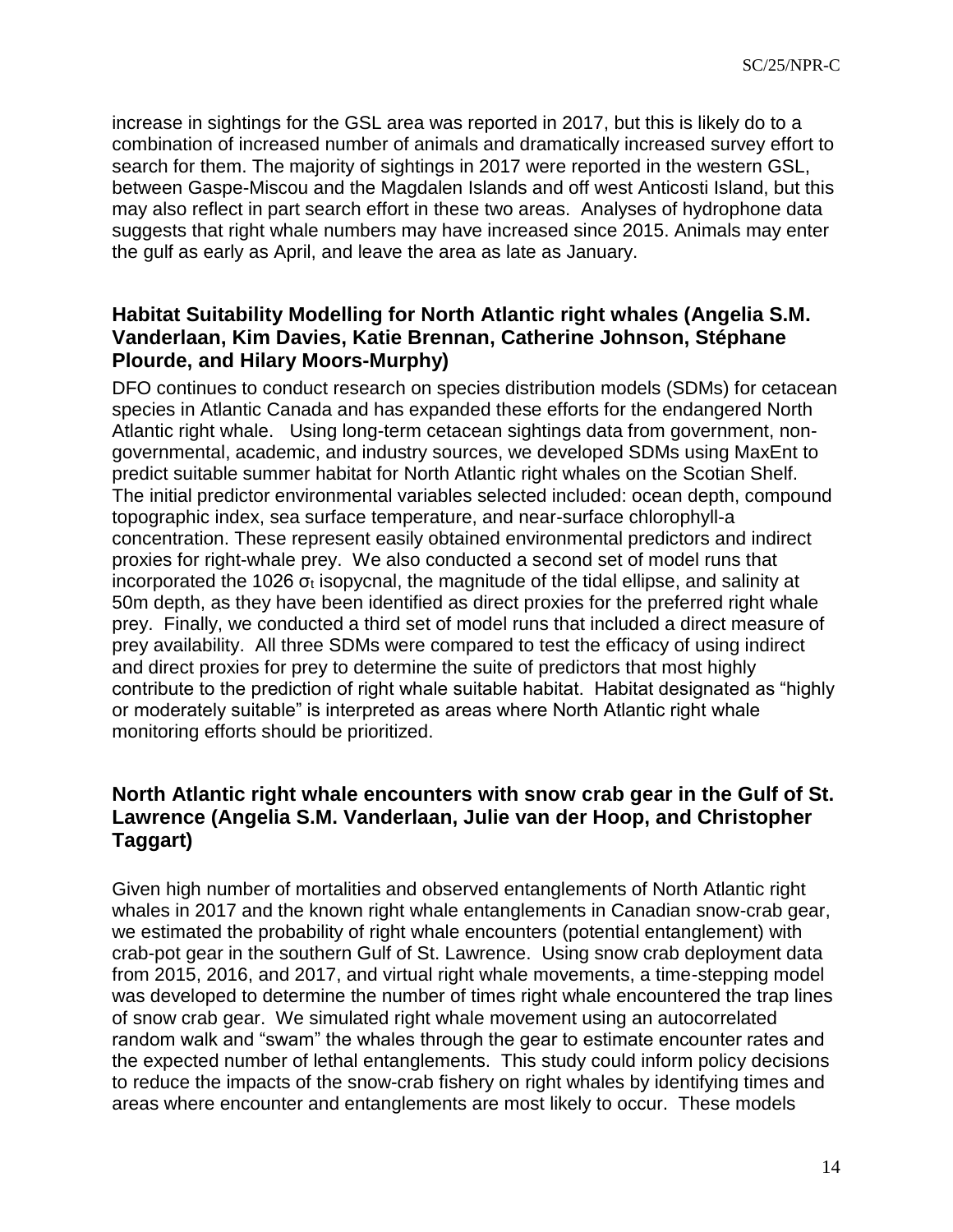increase in sightings for the GSL area was reported in 2017, but this is likely do to a combination of increased number of animals and dramatically increased survey effort to search for them. The majority of sightings in 2017 were reported in the western GSL, between Gaspe-Miscou and the Magdalen Islands and off west Anticosti Island, but this may also reflect in part search effort in these two areas. Analyses of hydrophone data suggests that right whale numbers may have increased since 2015. Animals may enter the gulf as early as April, and leave the area as late as January.

### Habitat Suitability Modelling for North Atlantic right whales (Angelia S.M. Vanderlaan, Kim Davies, Katie Brennan, Catherine Johnson, Stéphane Plourde, and Hilary Moors-Murphy)

DFO continues to conduct research on species distribution models (SDMs) for cetacean species in Atlantic Canada and has expanded these efforts for the endangered North Atlantic right whale. Using long-term cetacean sightings data from government, non-governmental, academic, and industry sources, we developed SDMs using MaxEnt to predict suitable summer habitat for North Atlantic right whales on the Scotian Shelf. The initial predictor environmental variables selected included: ocean depth, compound topographic index, sea surface temperature, and near-surface chlorophyll-a concentration. These represent easily obtained environmental predictors and indirect proxies for right-whale prey. We also conducted a second set of model runs that incorporated the 1026 $\sigma_t$ isopycnal, the magnitude of the tidal ellipse, and salinity at 50m depth, as they have been identified as direct proxies for the preferred right whale prey. Finally, we conducted a third set of model runs that included a direct measure of prey availability. All three SDMs were compared to test the efficacy of using indirect and direct proxies for prey to determine the suite of predictors that most highly contribute to the prediction of right whale suitable habitat. Habitat designated as "highly or moderately suitable" is interpreted as areas where North Atlantic right whale monitoring efforts should be prioritized.

### North Atlantic right whale encounters with snow crab gear in the Gulf of St. Lawrence (Angelia S.M. Vanderlaan, Julie van der Hoop, and Christopher Taggart)

Given high number of mortalities and observed entanglements of North Atlantic right whales in 2017 and the known right whale entanglements in Canadian snow-crab gear, we estimated the probability of right whale encounters (potential entanglement) with crab-pot gear in the southern Gulf of St. Lawrence. Using snow crab deployment data from 2015, 2016, and 2017, and virtual right whale movements, a time-stepping model was developed to determine the number of times right whale encountered the trap lines of snow crab gear. We simulated right whale movement using an autocorrelated random walk and "swam" the whales through the gear to estimate encounter rates and the expected number of lethal entanglements. This study could inform policy decisions to reduce the impacts of the snow-crab fishery on right whales by identifying times and areas where encounter and entanglements are most likely to occur. These models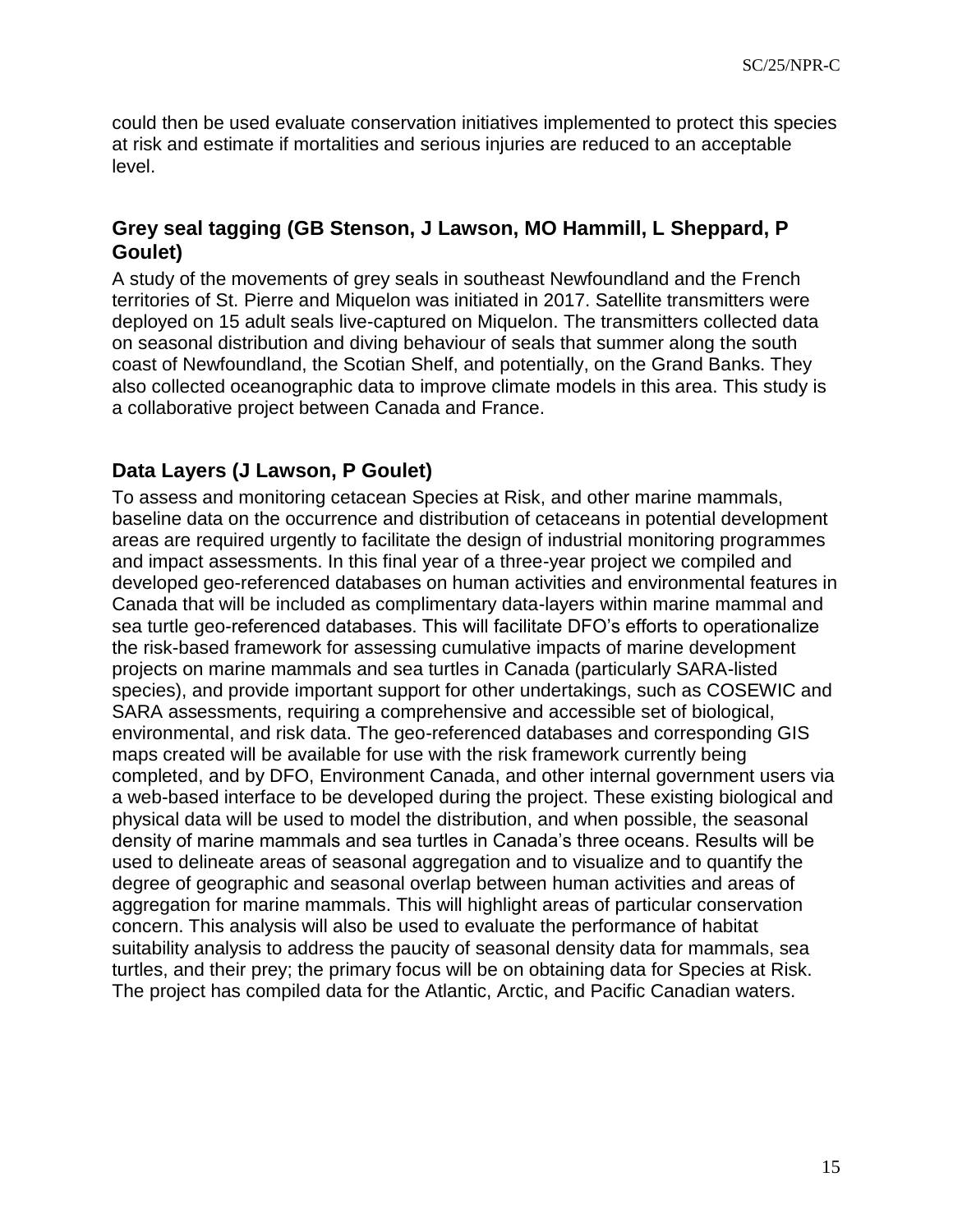could then be used evaluate conservation initiatives implemented to protect this species at risk and estimate if mortalities and serious injuries are reduced to an acceptable level.

## Grey seal tagging (GB Stenson, J Lawson, MO Hammill, L Sheppard, P Goulet)

A study of the movements of grey seals in southeast Newfoundland and the French territories of St. Pierre and Miquelon was initiated in 2017. Satellite transmitters were deployed on 15 adult seals live-captured on Miquelon. The transmitters collected data on seasonal distribution and diving behaviour of seals that summer along the south coast of Newfoundland, the Scotian Shelf, and potentially, on the Grand Banks. They also collected oceanographic data to improve climate models in this area. This study is a collaborative project between Canada and France.

## Data Layers (J Lawson, P Goulet)

To assess and monitoring cetacean Species at Risk, and other marine mammals, baseline data on the occurrence and distribution of cetaceans in potential development areas are required urgently to facilitate the design of industrial monitoring programmes and impact assessments. In this final year of a three-year project we compiled and developed geo-referenced databases on human activities and environmental features in Canada that will be included as complimentary data-layers within marine mammal and sea turtle geo-referenced databases. This will facilitate DFO's efforts to operationalize the risk-based framework for assessing cumulative impacts of marine development projects on marine mammals and sea turtles in Canada (particularly SARA-listed species), and provide important support for other undertakings, such as COSEWIC and SARA assessments, requiring a comprehensive and accessible set of biological, environmental, and risk data. The geo-referenced databases and corresponding GIS maps created will be available for use with the risk framework currently being completed, and by DFO, Environment Canada, and other internal government users via a web-based interface to be developed during the project. These existing biological and physical data will be used to model the distribution, and when possible, the seasonal density of marine mammals and sea turtles in Canada's three oceans. Results will be used to delineate areas of seasonal aggregation and to visualize and to quantify the degree of geographic and seasonal overlap between human activities and areas of aggregation for marine mammals. This will highlight areas of particular conservation concern. This analysis will also be used to evaluate the performance of habitat suitability analysis to address the paucity of seasonal density data for mammals, sea turtles, and their prey; the primary focus will be on obtaining data for Species at Risk. The project has compiled data for the Atlantic, Arctic, and Pacific Canadian waters.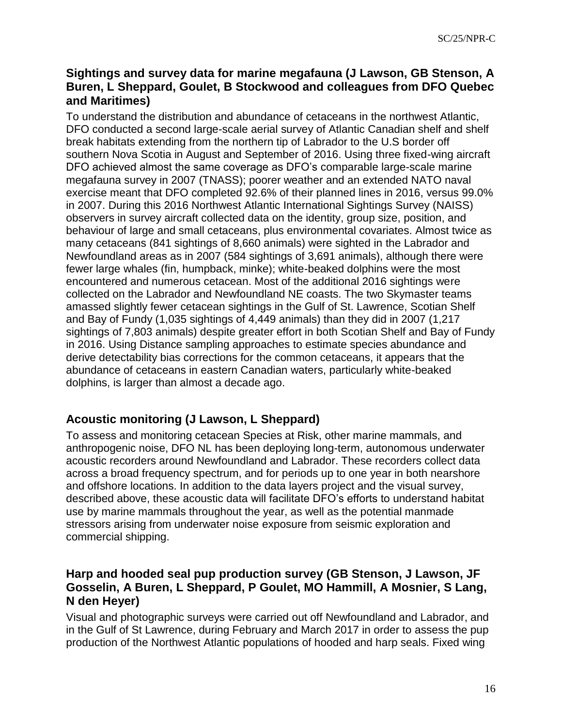### Sightings and survey data for marine megafauna (J Lawson, GB Stenson, A Buren, L Sheppard, Goulet, B Stockwood and colleagues from DFO Quebec and Maritimes)

To understand the distribution and abundance of cetaceans in the northwest Atlantic, DFO conducted a second large-scale aerial survey of Atlantic Canadian shelf and shelf break habitats extending from the northern tip of Labrador to the U.S border off southern Nova Scotia in August and September of 2016. Using three fixed-wing aircraft DFO achieved almost the same coverage as DFO's comparable large-scale marine megafauna survey in 2007 (TNASS); poorer weather and an extended NATO naval exercise meant that DFO completed 92.6% of their planned lines in 2016, versus 99.0% in 2007. During this 2016 Northwest Atlantic International Sightings Survey (NAISS) observers in survey aircraft collected data on the identity, group size, position, and behaviour of large and small cetaceans, plus environmental covariates. Almost twice as many cetaceans (841 sightings of 8,660 animals) were sighted in the Labrador and Newfoundland areas as in 2007 (584 sightings of 3,691 animals), although there were fewer large whales (fin, humpback, minke); white-beaked dolphins were the most encountered and numerous cetacean. Most of the additional 2016 sightings were collected on the Labrador and Newfoundland NE coasts. The two Skymaster teams amassed slightly fewer cetacean sightings in the Gulf of St. Lawrence, Scotian Shelf and Bay of Fundy (1,035 sightings of 4,449 animals) than they did in 2007 (1,217 sightings of 7,803 animals) despite greater effort in both Scotian Shelf and Bay of Fundy in 2016. Using Distance sampling approaches to estimate species abundance and derive detectability bias corrections for the common cetaceans, it appears that the abundance of cetaceans in eastern Canadian waters, particularly white-beaked dolphins, is larger than almost a decade ago.

### Acoustic monitoring (J Lawson, L Sheppard)

To assess and monitoring cetacean Species at Risk, other marine mammals, and anthropogenic noise, DFO NL has been deploying long-term, autonomous underwater acoustic recorders around Newfoundland and Labrador. These recorders collect data across a broad frequency spectrum, and for periods up to one year in both nearshore and offshore locations. In addition to the data layers project and the visual survey, described above, these acoustic data will facilitate DFO's efforts to understand habitat use by marine mammals throughout the year, as well as the potential manmade stressors arising from underwater noise exposure from seismic exploration and commercial shipping.

### Harp and hooded seal pup production survey (GB Stenson, J Lawson, JF Gosselin, A Buren, L Sheppard, P Goulet, MO Hammill, A Mosnier, S Lang, N den Heyer)

Visual and photographic surveys were carried out off Newfoundland and Labrador, and in the Gulf of St Lawrence, during February and March 2017 in order to assess the pup production of the Northwest Atlantic populations of hooded and harp seals. Fixed wing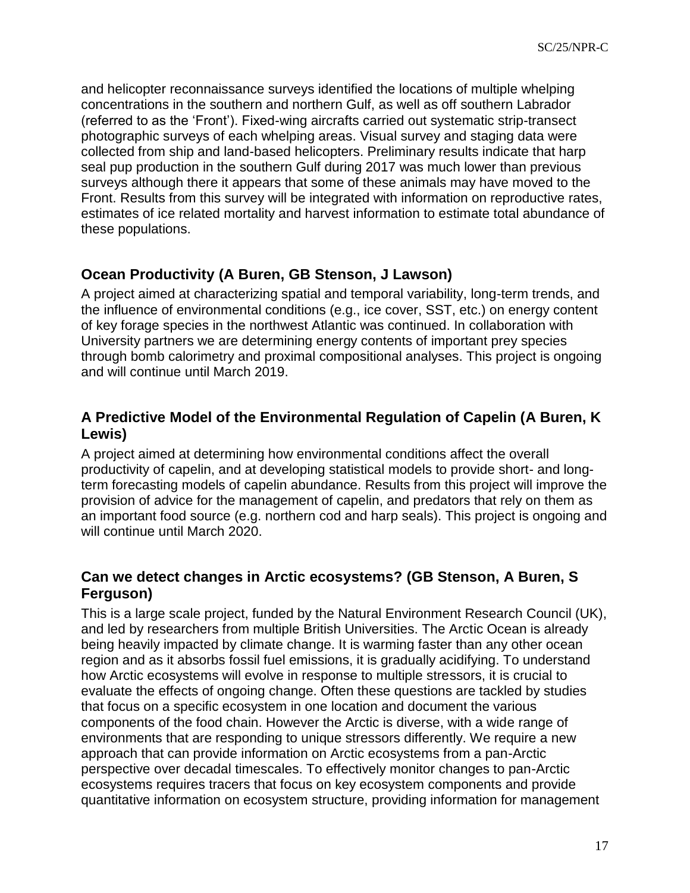and helicopter reconnaissance surveys identified the locations of multiple whelping concentrations in the southern and northern Gulf, as well as off southern Labrador (referred to as the 'Front'). Fixed-wing aircrafts carried out systematic strip-transect photographic surveys of each whelping areas. Visual survey and staging data were collected from ship and land-based helicopters. Preliminary results indicate that harp seal pup production in the southern Gulf during 2017 was much lower than previous surveys although there it appears that some of these animals may have moved to the Front. Results from this survey will be integrated with information on reproductive rates, estimates of ice related mortality and harvest information to estimate total abundance of these populations.

### Ocean Productivity (A Buren, GB Stenson, J Lawson)

A project aimed at characterizing spatial and temporal variability, long-term trends, and the influence of environmental conditions (e.g., ice cover, SST, etc.) on energy content of key forage species in the northwest Atlantic was continued. In collaboration with University partners we are determining energy contents of important prey species through bomb calorimetry and proximal compositional analyses. This project is ongoing and will continue until March 2019.

### A Predictive Model of the Environmental Regulation of Capelin (A Buren, K Lewis)

A project aimed at determining how environmental conditions affect the overall productivity of capelin, and at developing statistical models to provide short- and long-term forecasting models of capelin abundance. Results from this project will improve the provision of advice for the management of capelin, and predators that rely on them as an important food source (e.g. northern cod and harp seals). This project is ongoing and will continue until March 2020.

### Can we detect changes in Arctic ecosystems? (GB Stenson, A Buren, S Ferguson)

This is a large scale project, funded by the Natural Environment Research Council (UK), and led by researchers from multiple British Universities. The Arctic Ocean is already being heavily impacted by climate change. It is warming faster than any other ocean region and as it absorbs fossil fuel emissions, it is gradually acidifying. To understand how Arctic ecosystems will evolve in response to multiple stressors, it is crucial to evaluate the effects of ongoing change. Often these questions are tackled by studies that focus on a specific ecosystem in one location and document the various components of the food chain. However the Arctic is diverse, with a wide range of environments that are responding to unique stressors differently. We require a new approach that can provide information on Arctic ecosystems from a pan-Arctic perspective over decadal timescales. To effectively monitor changes to pan-Arctic ecosystems requires tracers that focus on key ecosystem components and provide quantitative information on ecosystem structure, providing information for management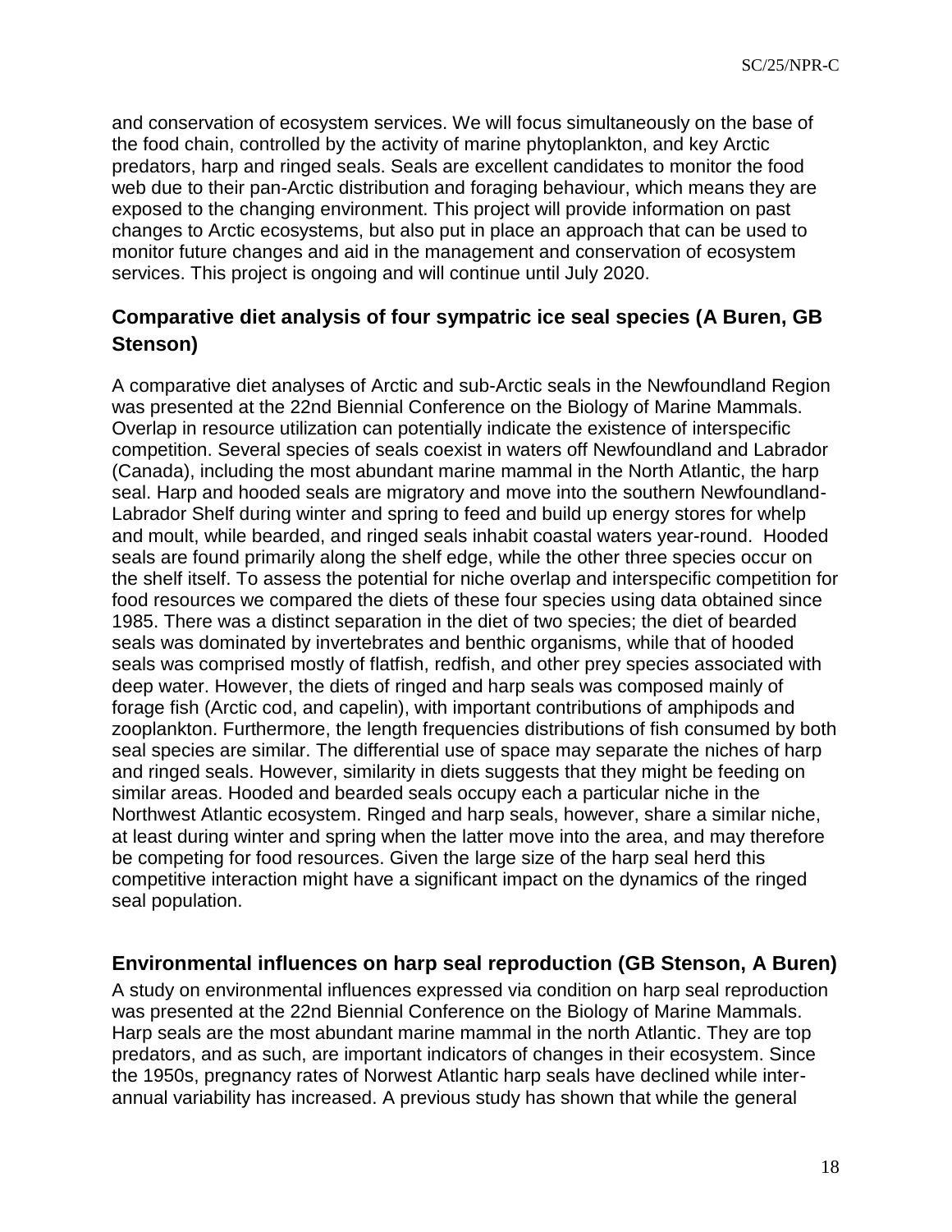and conservation of ecosystem services. We will focus simultaneously on the base of the food chain, controlled by the activity of marine phytoplankton, and key Arctic predators, harp and ringed seals. Seals are excellent candidates to monitor the food web due to their pan-Arctic distribution and foraging behaviour, which means they are exposed to the changing environment. This project will provide information on past changes to Arctic ecosystems, but also put in place an approach that can be used to monitor future changes and aid in the management and conservation of ecosystem services. This project is ongoing and will continue until July 2020.

## Comparative diet analysis of four sympatric ice seal species (A Buren, GB Stenson)

A comparative diet analyses of Arctic and sub-Arctic seals in the Newfoundland Region was presented at the 22nd Biennial Conference on the Biology of Marine Mammals. Overlap in resource utilization can potentially indicate the existence of interspecific competition. Several species of seals coexist in waters off Newfoundland and Labrador (Canada), including the most abundant marine mammal in the North Atlantic, the harp seal. Harp and hooded seals are migratory and move into the southern Newfoundland-Labrador Shelf during winter and spring to feed and build up energy stores for whelp and moult, while bearded, and ringed seals inhabit coastal waters year-round. Hooded seals are found primarily along the shelf edge, while the other three species occur on the shelf itself. To assess the potential for niche overlap and interspecific competition for food resources we compared the diets of these four species using data obtained since 1985. There was a distinct separation in the diet of two species; the diet of bearded seals was dominated by invertebrates and benthic organisms, while that of hooded seals was comprised mostly of flatfish, redfish, and other prey species associated with deep water. However, the diets of ringed and harp seals was composed mainly of forage fish (Arctic cod, and capelin), with important contributions of amphipods and zooplankton. Furthermore, the length frequencies distributions of fish consumed by both seal species are similar. The differential use of space may separate the niches of harp and ringed seals. However, similarity in diets suggests that they might be feeding on similar areas. Hooded and bearded seals occupy each a particular niche in the Northwest Atlantic ecosystem. Ringed and harp seals, however, share a similar niche, at least during winter and spring when the latter move into the area, and may therefore be competing for food resources. Given the large size of the harp seal herd this competitive interaction might have a significant impact on the dynamics of the ringed seal population.

## Environmental influences on harp seal reproduction (GB Stenson, A Buren)

A study on environmental influences expressed via condition on harp seal reproduction was presented at the 22nd Biennial Conference on the Biology of Marine Mammals. Harp seals are the most abundant marine mammal in the north Atlantic. They are top predators, and as such, are important indicators of changes in their ecosystem. Since the 1950s, pregnancy rates of Norwest Atlantic harp seals have declined while inter-annual variability has increased. A previous study has shown that while the general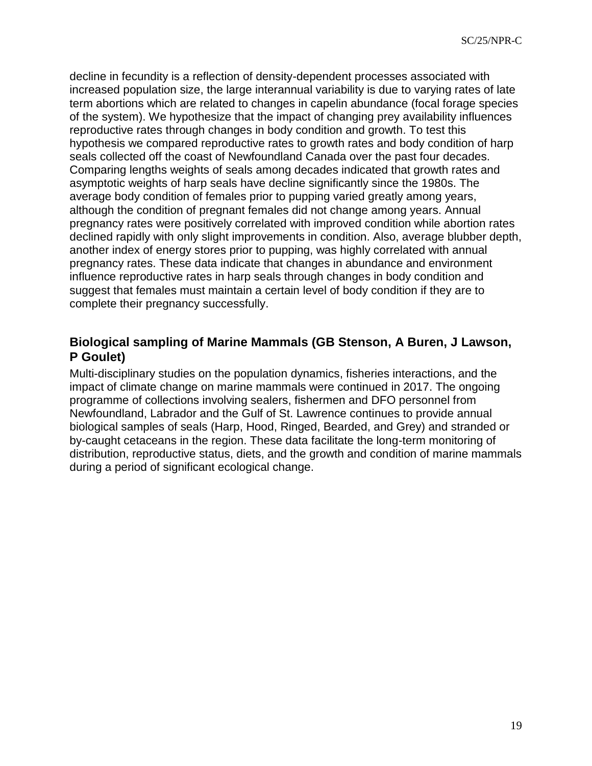decline in fecundity is a reflection of density-dependent processes associated with increased population size, the large interannual variability is due to varying rates of late term abortions which are related to changes in capelin abundance (focal forage species of the system). We hypothesize that the impact of changing prey availability influences reproductive rates through changes in body condition and growth. To test this hypothesis we compared reproductive rates to growth rates and body condition of harp seals collected off the coast of Newfoundland Canada over the past four decades. Comparing lengths weights of seals among decades indicated that growth rates and asymptotic weights of harp seals have decline significantly since the 1980s. The average body condition of females prior to pupping varied greatly among years, although the condition of pregnant females did not change among years. Annual pregnancy rates were positively correlated with improved condition while abortion rates declined rapidly with only slight improvements in condition. Also, average blubber depth, another index of energy stores prior to pupping, was highly correlated with annual pregnancy rates. These data indicate that changes in abundance and environment influence reproductive rates in harp seals through changes in body condition and suggest that females must maintain a certain level of body condition if they are to complete their pregnancy successfully.

### Biological sampling of Marine Mammals (GB Stenson, A Buren, J Lawson, P Goulet)

Multi-disciplinary studies on the population dynamics, fisheries interactions, and the impact of climate change on marine mammals were continued in 2017. The ongoing programme of collections involving sealers, fishermen and DFO personnel from Newfoundland, Labrador and the Gulf of St. Lawrence continues to provide annual biological samples of seals (Harp, Hood, Ringed, Bearded, and Grey) and stranded or by-caught cetaceans in the region. These data facilitate the long-term monitoring of distribution, reproductive status, diets, and the growth and condition of marine mammals during a period of significant ecological change.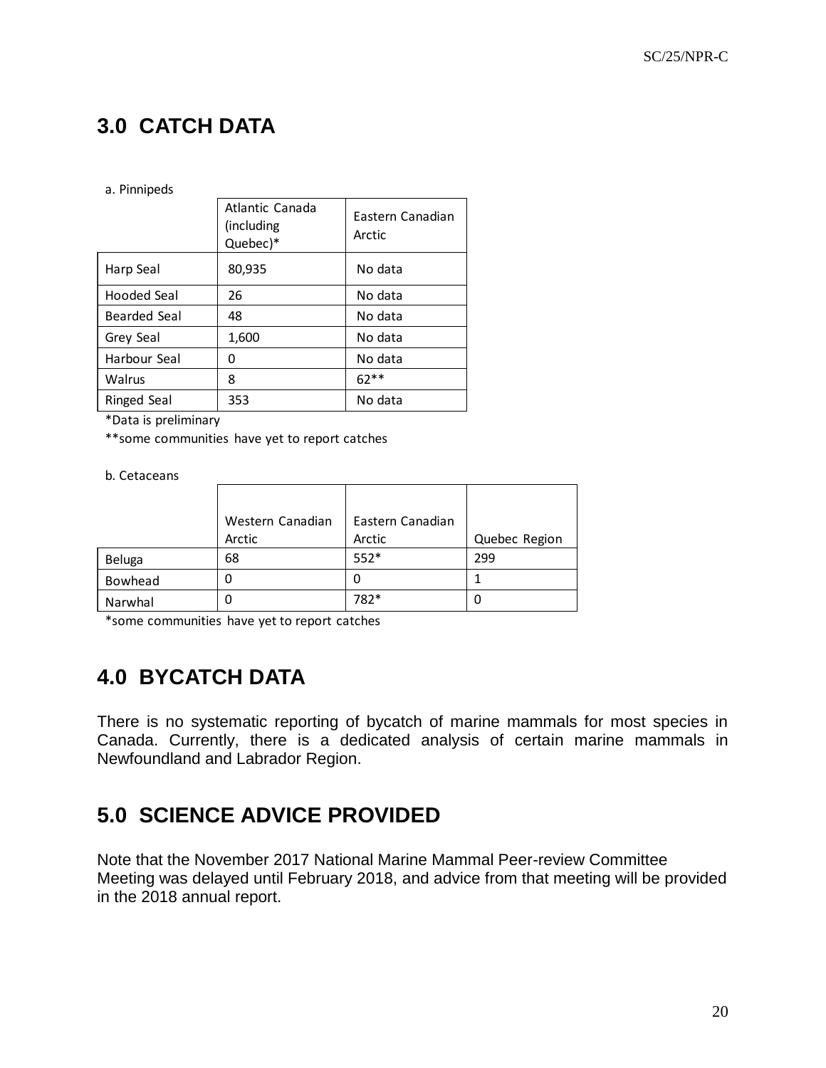## 3.0 CATCH DATA

a. Pinnipeds

| | Atlantic Canada (including Quebec)* | Eastern Canadian Arctic |
|---|---|---|
| Harp Seal | 80,935 | No data |
| Hooded Seal | 26 | No data |
| Bearded Seal | 48 | No data |
| Grey Seal | 1,600 | No data |
| Harbour Seal | 0 | No data |
| Walrus | 8 | 62** |
| Ringed Seal | 353 | No data |

*Data is preliminary

**some communities have yet to report catches

b. Cetaceans

| | Western Canadian Arctic | Eastern Canadian Arctic | Quebec Region |
|---|---|---|---|
| Beluga | 68 | 552* | 299 |
| Bowhead | 0 | 0 | 1 |
| Narwhal | 0 | 782* | 0 |

*some communities have yet to report catches

## 4.0 BYCATCH DATA

There is no systematic reporting of bycatch of marine mammals for most species in Canada. Currently, there is a dedicated analysis of certain marine mammals in Newfoundland and Labrador Region.

## 5.0 SCIENCE ADVICE PROVIDED

Note that the November 2017 National Marine Mammal Peer-review Committee Meeting was delayed until February 2018, and advice from that meeting will be provided in the 2018 annual report.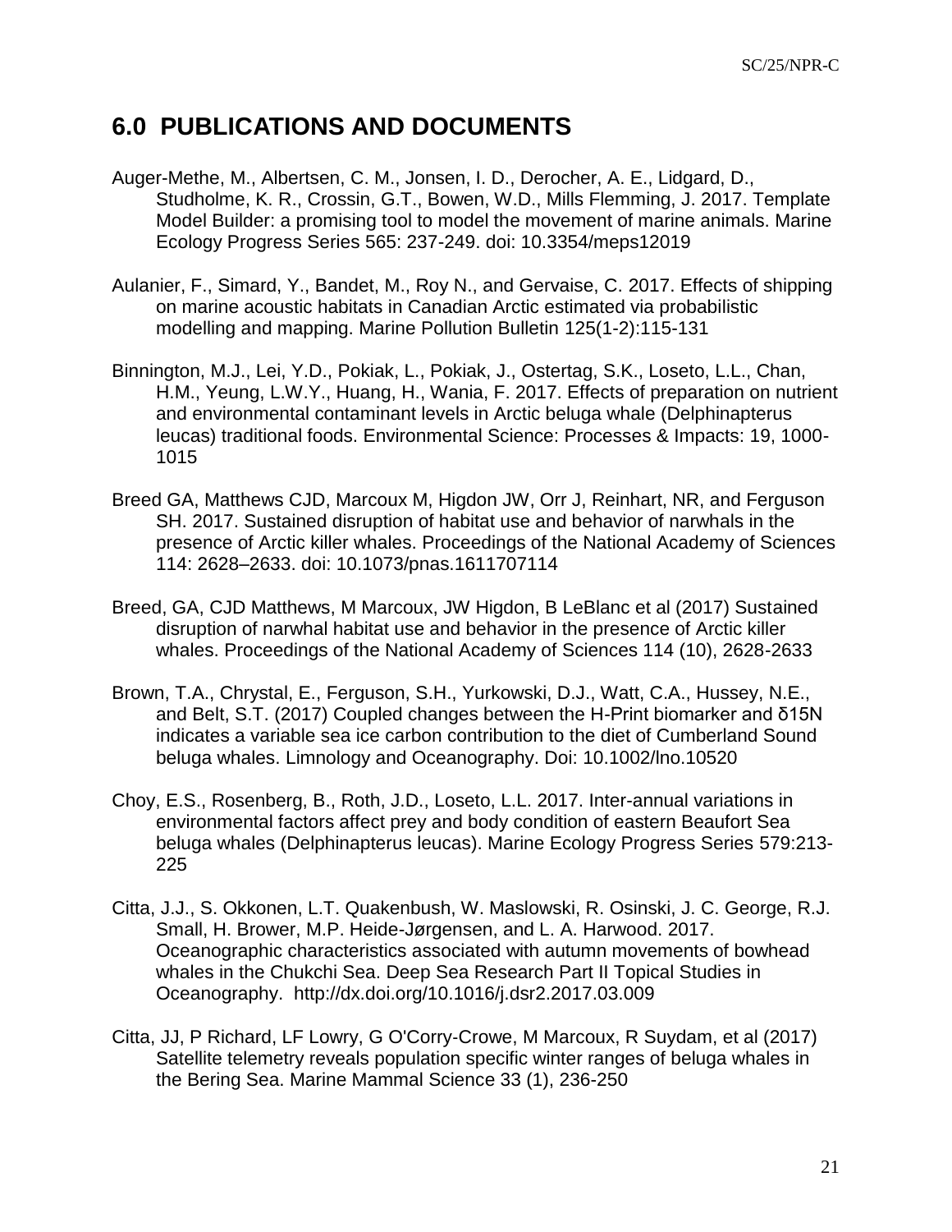## 6.0 PUBLICATIONS AND DOCUMENTS

Auger-Methe, M., Albertsen, C. M., Jonsen, I. D., Derocher, A. E., Lidgard, D., Studholme, K. R., Crossin, G.T., Bowen, W.D., Mills Flemming, J. 2017. Template Model Builder: a promising tool to model the movement of marine animals. Marine Ecology Progress Series 565: 237-249. doi: 10.3354/meps12019

Aulanier, F., Simard, Y., Bandet, M., Roy N., and Gervaise, C. 2017. Effects of shipping on marine acoustic habitats in Canadian Arctic estimated via probabilistic modelling and mapping. Marine Pollution Bulletin 125(1-2):115-131

Binnington, M.J., Lei, Y.D., Pokiak, L., Pokiak, J., Ostertag, S.K., Loseto, L.L., Chan, H.M., Yeung, L.W.Y., Huang, H., Wania, F. 2017. Effects of preparation on nutrient and environmental contaminant levels in Arctic beluga whale (Delphinapterus leucas) traditional foods. Environmental Science: Processes & Impacts: 19, 1000-1015

Breed GA, Matthews CJD, Marcoux M, Higdon JW, Orr J, Reinhart, NR, and Ferguson SH. 2017. Sustained disruption of habitat use and behavior of narwhals in the presence of Arctic killer whales. Proceedings of the National Academy of Sciences 114: 2628–2633. doi: 10.1073/pnas.1611707114

Breed, GA, CJD Matthews, M Marcoux, JW Higdon, B LeBlanc et al (2017) Sustained disruption of narwhal habitat use and behavior in the presence of Arctic killer whales. Proceedings of the National Academy of Sciences 114 (10), 2628-2633

Brown, T.A., Chrystal, E., Ferguson, S.H., Yurkowski, D.J., Watt, C.A., Hussey, N.E., and Belt, S.T. (2017) Coupled changes between the H-Print biomarker and δ15N indicates a variable sea ice carbon contribution to the diet of Cumberland Sound beluga whales. Limnology and Oceanography. Doi: 10.1002/lno.10520

Choy, E.S., Rosenberg, B., Roth, J.D., Loseto, L.L. 2017. Inter-annual variations in environmental factors affect prey and body condition of eastern Beaufort Sea beluga whales (Delphinapterus leucas). Marine Ecology Progress Series 579:213-225

Citta, J.J., S. Okkonen, L.T. Quakenbush, W. Maslowski, R. Osinski, J. C. George, R.J. Small, H. Brower, M.P. Heide-Jørgensen, and L. A. Harwood. 2017. Oceanographic characteristics associated with autumn movements of bowhead whales in the Chukchi Sea. Deep Sea Research Part II Topical Studies in Oceanography. http://dx.doi.org/10.1016/j.dsr2.2017.03.009

Citta, JJ, P Richard, LF Lowry, G O'Corry-Crowe, M Marcoux, R Suydam, et al (2017) Satellite telemetry reveals population specific winter ranges of beluga whales in the Bering Sea. Marine Mammal Science 33 (1), 236-250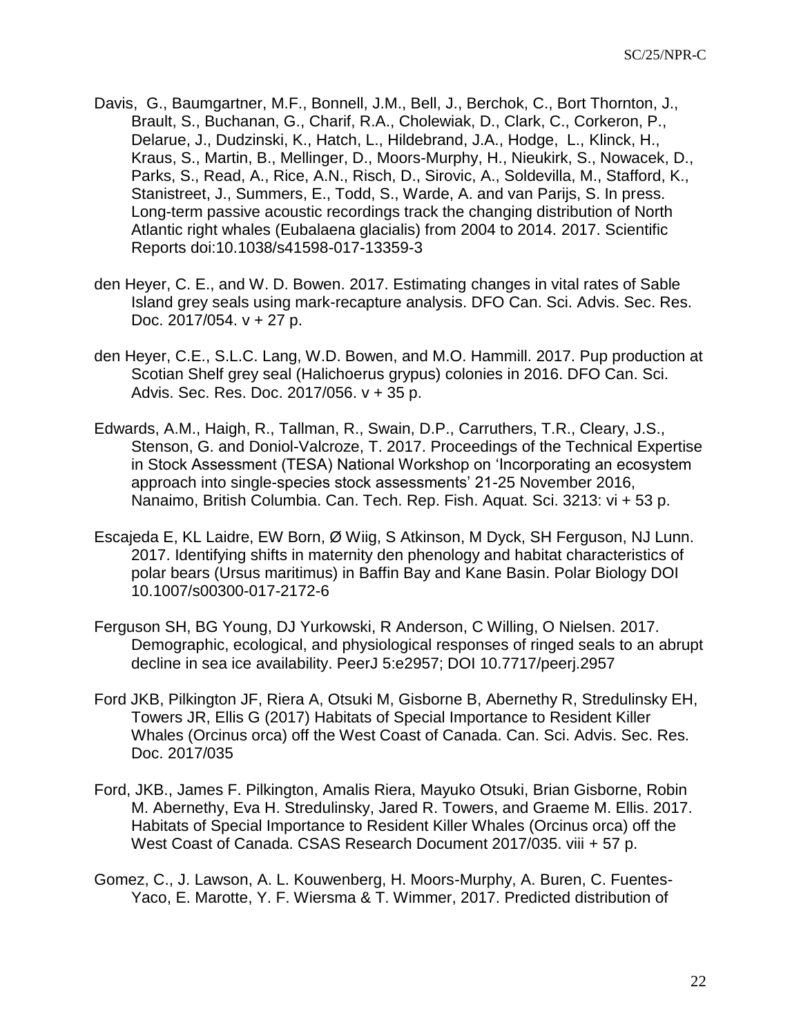Davis, G., Baumgartner, M.F., Bonnell, J.M., Bell, J., Berchok, C., Bort Thornton, J., Brault, S., Buchanan, G., Charif, R.A., Cholewiak, D., Clark, C., Corkeron, P., Delarue, J., Dudzinski, K., Hatch, L., Hildebrand, J.A., Hodge, L., Klinck, H., Kraus, S., Martin, B., Mellinger, D., Moors-Murphy, H., Nieukirk, S., Nowacek, D., Parks, S., Read, A., Rice, A.N., Risch, D., Sirovic, A., Soldevilla, M., Stafford, K., Stanistreet, J., Summers, E., Todd, S., Warde, A. and van Parijs, S. In press. Long-term passive acoustic recordings track the changing distribution of North Atlantic right whales (Eubalaena glacialis) from 2004 to 2014. 2017. Scientific Reports doi:10.1038/s41598-017-13359-3

den Heyer, C. E., and W. D. Bowen. 2017. Estimating changes in vital rates of Sable Island grey seals using mark-recapture analysis. DFO Can. Sci. Advis. Sec. Res. Doc. 2017/054. v + 27 p.

den Heyer, C.E., S.L.C. Lang, W.D. Bowen, and M.O. Hammill. 2017. Pup production at Scotian Shelf grey seal (Halichoerus grypus) colonies in 2016. DFO Can. Sci. Advis. Sec. Res. Doc. 2017/056. v + 35 p.

Edwards, A.M., Haigh, R., Tallman, R., Swain, D.P., Carruthers, T.R., Cleary, J.S., Stenson, G. and Doniol-Valcroze, T. 2017. Proceedings of the Technical Expertise in Stock Assessment (TESA) National Workshop on 'Incorporating an ecosystem approach into single-species stock assessments' 21-25 November 2016, Nanaimo, British Columbia. Can. Tech. Rep. Fish. Aquat. Sci. 3213: vi + 53 p.

Escajeda E, KL Laidre, EW Born, Ø Wiig, S Atkinson, M Dyck, SH Ferguson, NJ Lunn. 2017. Identifying shifts in maternity den phenology and habitat characteristics of polar bears (Ursus maritimus) in Baffin Bay and Kane Basin. Polar Biology DOI 10.1007/s00300-017-2172-6

Ferguson SH, BG Young, DJ Yurkowski, R Anderson, C Willing, O Nielsen. 2017. Demographic, ecological, and physiological responses of ringed seals to an abrupt decline in sea ice availability. PeerJ 5:e2957; DOI 10.7717/peerj.2957

Ford JKB, Pilkington JF, Riera A, Otsuki M, Gisborne B, Abernethy R, Stredulinsky EH, Towers JR, Ellis G (2017) Habitats of Special Importance to Resident Killer Whales (Orcinus orca) off the West Coast of Canada. Can. Sci. Advis. Sec. Res. Doc. 2017/035

Ford, JKB., James F. Pilkington, Amalis Riera, Mayuko Otsuki, Brian Gisborne, Robin M. Abernethy, Eva H. Stredulinsky, Jared R. Towers, and Graeme M. Ellis. 2017. Habitats of Special Importance to Resident Killer Whales (Orcinus orca) off the West Coast of Canada. CSAS Research Document 2017/035. viii + 57 p.

Gomez, C., J. Lawson, A. L. Kouwenberg, H. Moors-Murphy, A. Buren, C. Fuentes-Yaco, E. Marotte, Y. F. Wiersma & T. Wimmer, 2017. Predicted distribution of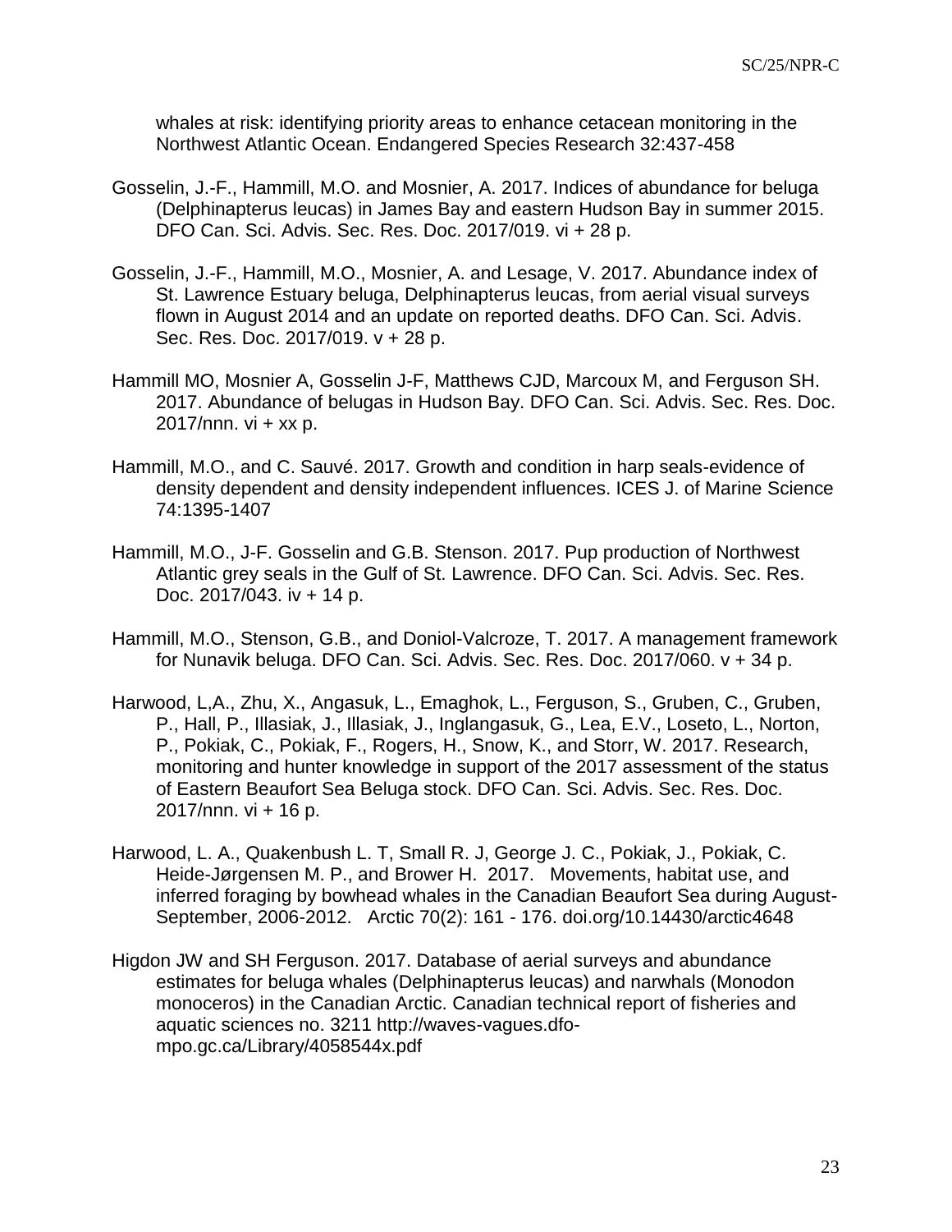whales at risk: identifying priority areas to enhance cetacean monitoring in the Northwest Atlantic Ocean. Endangered Species Research 32:437-458

Gosselin, J.-F., Hammill, M.O. and Mosnier, A. 2017. Indices of abundance for beluga (Delphinapterus leucas) in James Bay and eastern Hudson Bay in summer 2015. DFO Can. Sci. Advis. Sec. Res. Doc. 2017/019. vi + 28 p.

Gosselin, J.-F., Hammill, M.O., Mosnier, A. and Lesage, V. 2017. Abundance index of St. Lawrence Estuary beluga, Delphinapterus leucas, from aerial visual surveys flown in August 2014 and an update on reported deaths. DFO Can. Sci. Advis. Sec. Res. Doc. 2017/019. v + 28 p.

Hammill MO, Mosnier A, Gosselin J-F, Matthews CJD, Marcoux M, and Ferguson SH. 2017. Abundance of belugas in Hudson Bay. DFO Can. Sci. Advis. Sec. Res. Doc. 2017/nnn. vi + xx p.

Hammill, M.O., and C. Sauvé. 2017. Growth and condition in harp seals-evidence of density dependent and density independent influences. ICES J. of Marine Science 74:1395-1407

Hammill, M.O., J-F. Gosselin and G.B. Stenson. 2017. Pup production of Northwest Atlantic grey seals in the Gulf of St. Lawrence. DFO Can. Sci. Advis. Sec. Res. Doc. 2017/043. iv + 14 p.

Hammill, M.O., Stenson, G.B., and Doniol-Valcroze, T. 2017. A management framework for Nunavik beluga. DFO Can. Sci. Advis. Sec. Res. Doc. 2017/060. v + 34 p.

Harwood, L,A., Zhu, X., Angasuk, L., Emaghok, L., Ferguson, S., Gruben, C., Gruben, P., Hall, P., Illasiak, J., Illasiak, J., Inglangasuk, G., Lea, E.V., Loseto, L., Norton, P., Pokiak, C., Pokiak, F., Rogers, H., Snow, K., and Storr, W. 2017. Research, monitoring and hunter knowledge in support of the 2017 assessment of the status of Eastern Beaufort Sea Beluga stock. DFO Can. Sci. Advis. Sec. Res. Doc. 2017/nnn. vi + 16 p.

Harwood, L. A., Quakenbush L. T, Small R. J, George J. C., Pokiak, J., Pokiak, C. Heide-Jørgensen M. P., and Brower H. 2017. Movements, habitat use, and inferred foraging by bowhead whales in the Canadian Beaufort Sea during August-September, 2006-2012. Arctic 70(2): 161 - 176. doi.org/10.14430/arctic4648

Higdon JW and SH Ferguson. 2017. Database of aerial surveys and abundance estimates for beluga whales (Delphinapterus leucas) and narwhals (Monodon monoceros) in the Canadian Arctic. Canadian technical report of fisheries and aquatic sciences no. 3211 http://waves-vagues.dfo-mpo.gc.ca/Library/4058544x.pdf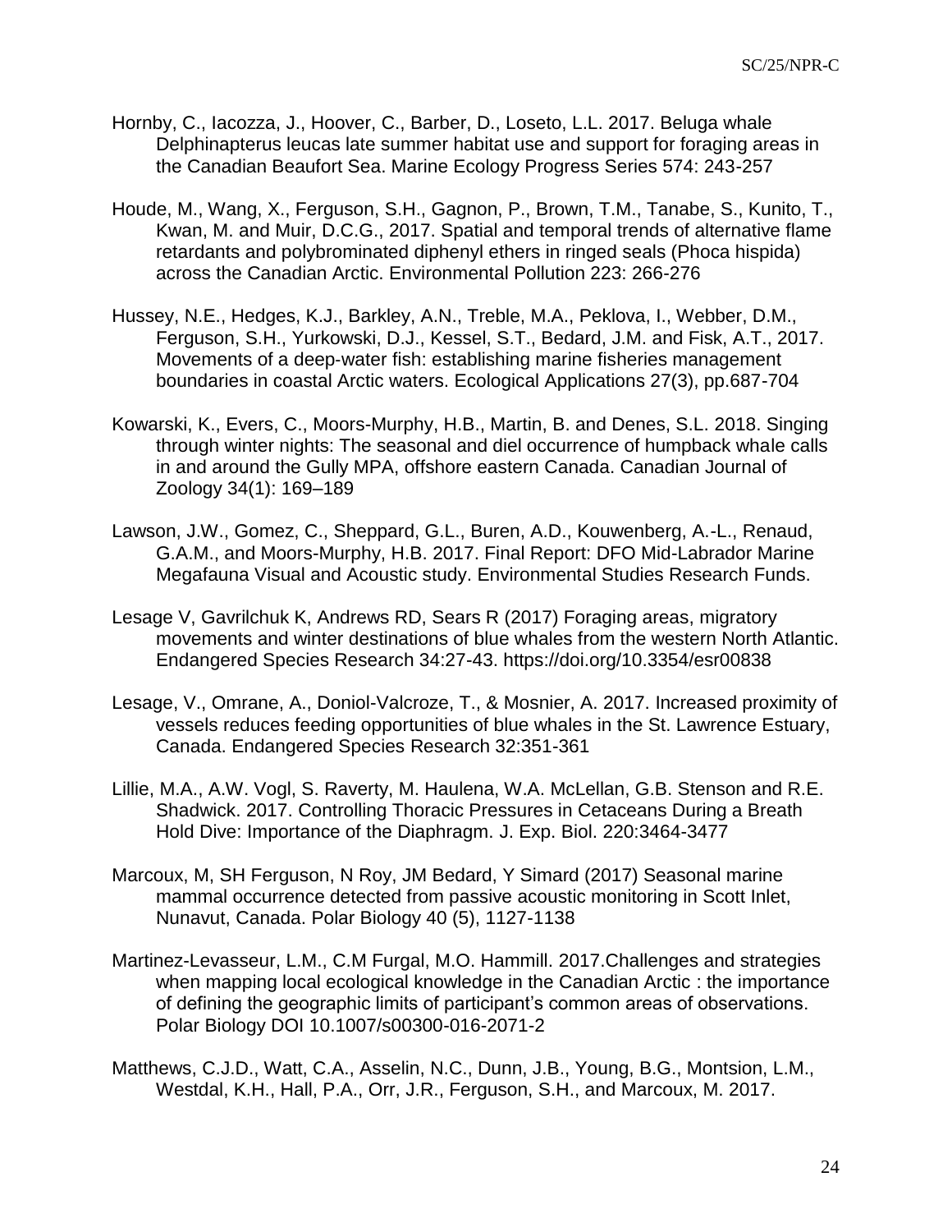Hornby, C., Iacozza, J., Hoover, C., Barber, D., Loseto, L.L. 2017. Beluga whale Delphinapterus leucas late summer habitat use and support for foraging areas in the Canadian Beaufort Sea. Marine Ecology Progress Series 574: 243-257

Houde, M., Wang, X., Ferguson, S.H., Gagnon, P., Brown, T.M., Tanabe, S., Kunito, T., Kwan, M. and Muir, D.C.G., 2017. Spatial and temporal trends of alternative flame retardants and polybrominated diphenyl ethers in ringed seals (Phoca hispida) across the Canadian Arctic. Environmental Pollution 223: 266-276

Hussey, N.E., Hedges, K.J., Barkley, A.N., Treble, M.A., Peklova, I., Webber, D.M., Ferguson, S.H., Yurkowski, D.J., Kessel, S.T., Bedard, J.M. and Fisk, A.T., 2017. Movements of a deep-water fish: establishing marine fisheries management boundaries in coastal Arctic waters. Ecological Applications 27(3), pp.687-704

Kowarski, K., Evers, C., Moors-Murphy, H.B., Martin, B. and Denes, S.L. 2018. Singing through winter nights: The seasonal and diel occurrence of humpback whale calls in and around the Gully MPA, offshore eastern Canada. Canadian Journal of Zoology 34(1): 169–189

Lawson, J.W., Gomez, C., Sheppard, G.L., Buren, A.D., Kouwenberg, A.-L., Renaud, G.A.M., and Moors-Murphy, H.B. 2017. Final Report: DFO Mid-Labrador Marine Megafauna Visual and Acoustic study. Environmental Studies Research Funds.

Lesage V, Gavrilchuk K, Andrews RD, Sears R (2017) Foraging areas, migratory movements and winter destinations of blue whales from the western North Atlantic. Endangered Species Research 34:27-43. https://doi.org/10.3354/esr00838

Lesage, V., Omrane, A., Doniol-Valcroze, T., & Mosnier, A. 2017. Increased proximity of vessels reduces feeding opportunities of blue whales in the St. Lawrence Estuary, Canada. Endangered Species Research 32:351-361

Lillie, M.A., A.W. Vogl, S. Raverty, M. Haulena, W.A. McLellan, G.B. Stenson and R.E. Shadwick. 2017. Controlling Thoracic Pressures in Cetaceans During a Breath Hold Dive: Importance of the Diaphragm. J. Exp. Biol. 220:3464-3477

Marcoux, M, SH Ferguson, N Roy, JM Bedard, Y Simard (2017) Seasonal marine mammal occurrence detected from passive acoustic monitoring in Scott Inlet, Nunavut, Canada. Polar Biology 40 (5), 1127-1138

Martinez-Levasseur, L.M., C.M Furgal, M.O. Hammill. 2017.Challenges and strategies when mapping local ecological knowledge in the Canadian Arctic : the importance of defining the geographic limits of participant's common areas of observations. Polar Biology DOI 10.1007/s00300-016-2071-2

Matthews, C.J.D., Watt, C.A., Asselin, N.C., Dunn, J.B., Young, B.G., Montsion, L.M., Westdal, K.H., Hall, P.A., Orr, J.R., Ferguson, S.H., and Marcoux, M. 2017.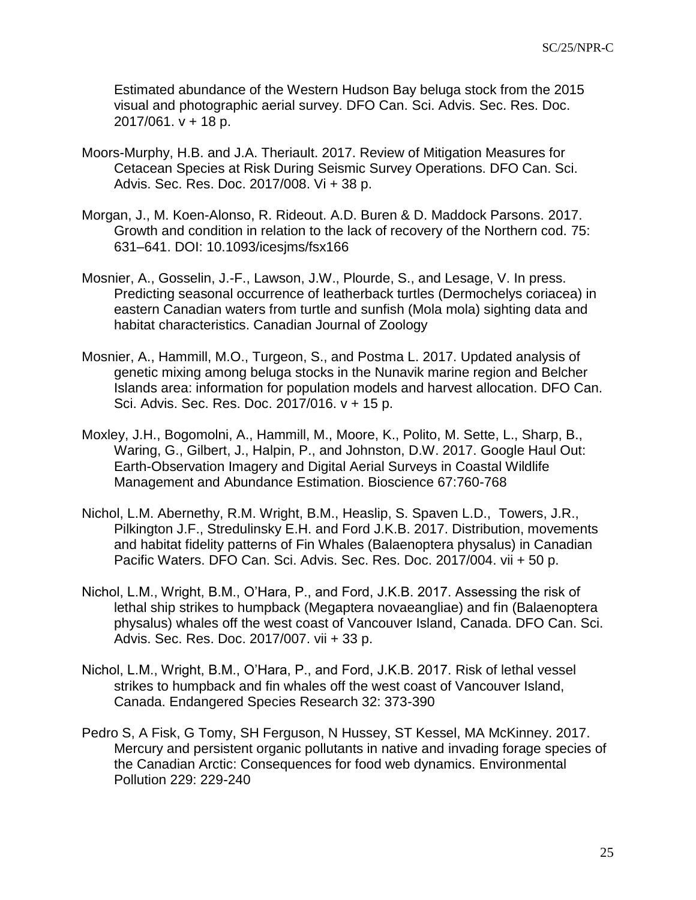Estimated abundance of the Western Hudson Bay beluga stock from the 2015 visual and photographic aerial survey. DFO Can. Sci. Advis. Sec. Res. Doc. 2017/061. v + 18 p.

Moors-Murphy, H.B. and J.A. Theriault. 2017. Review of Mitigation Measures for Cetacean Species at Risk During Seismic Survey Operations. DFO Can. Sci. Advis. Sec. Res. Doc. 2017/008. Vi + 38 p.

Morgan, J., M. Koen-Alonso, R. Rideout. A.D. Buren & D. Maddock Parsons. 2017. Growth and condition in relation to the lack of recovery of the Northern cod. 75: 631–641. DOI: 10.1093/icesjms/fsx166

Mosnier, A., Gosselin, J.-F., Lawson, J.W., Plourde, S., and Lesage, V. In press. Predicting seasonal occurrence of leatherback turtles (Dermochelys coriacea) in eastern Canadian waters from turtle and sunfish (Mola mola) sighting data and habitat characteristics. Canadian Journal of Zoology

Mosnier, A., Hammill, M.O., Turgeon, S., and Postma L. 2017. Updated analysis of genetic mixing among beluga stocks in the Nunavik marine region and Belcher Islands area: information for population models and harvest allocation. DFO Can. Sci. Advis. Sec. Res. Doc. 2017/016. v + 15 p.

Moxley, J.H., Bogomolni, A., Hammill, M., Moore, K., Polito, M. Sette, L., Sharp, B., Waring, G., Gilbert, J., Halpin, P., and Johnston, D.W. 2017. Google Haul Out: Earth-Observation Imagery and Digital Aerial Surveys in Coastal Wildlife Management and Abundance Estimation. Bioscience 67:760-768

Nichol, L.M. Abernethy, R.M. Wright, B.M., Heaslip, S. Spaven L.D., Towers, J.R., Pilkington J.F., Stredulinsky E.H. and Ford J.K.B. 2017. Distribution, movements and habitat fidelity patterns of Fin Whales (Balaenoptera physalus) in Canadian Pacific Waters. DFO Can. Sci. Advis. Sec. Res. Doc. 2017/004. vii + 50 p.

Nichol, L.M., Wright, B.M., O'Hara, P., and Ford, J.K.B. 2017. Assessing the risk of lethal ship strikes to humpback (Megaptera novaeangliae) and fin (Balaenoptera physalus) whales off the west coast of Vancouver Island, Canada. DFO Can. Sci. Advis. Sec. Res. Doc. 2017/007. vii + 33 p.

Nichol, L.M., Wright, B.M., O'Hara, P., and Ford, J.K.B. 2017. Risk of lethal vessel strikes to humpback and fin whales off the west coast of Vancouver Island, Canada. Endangered Species Research 32: 373-390

Pedro S, A Fisk, G Tomy, SH Ferguson, N Hussey, ST Kessel, MA McKinney. 2017. Mercury and persistent organic pollutants in native and invading forage species of the Canadian Arctic: Consequences for food web dynamics. Environmental Pollution 229: 229-240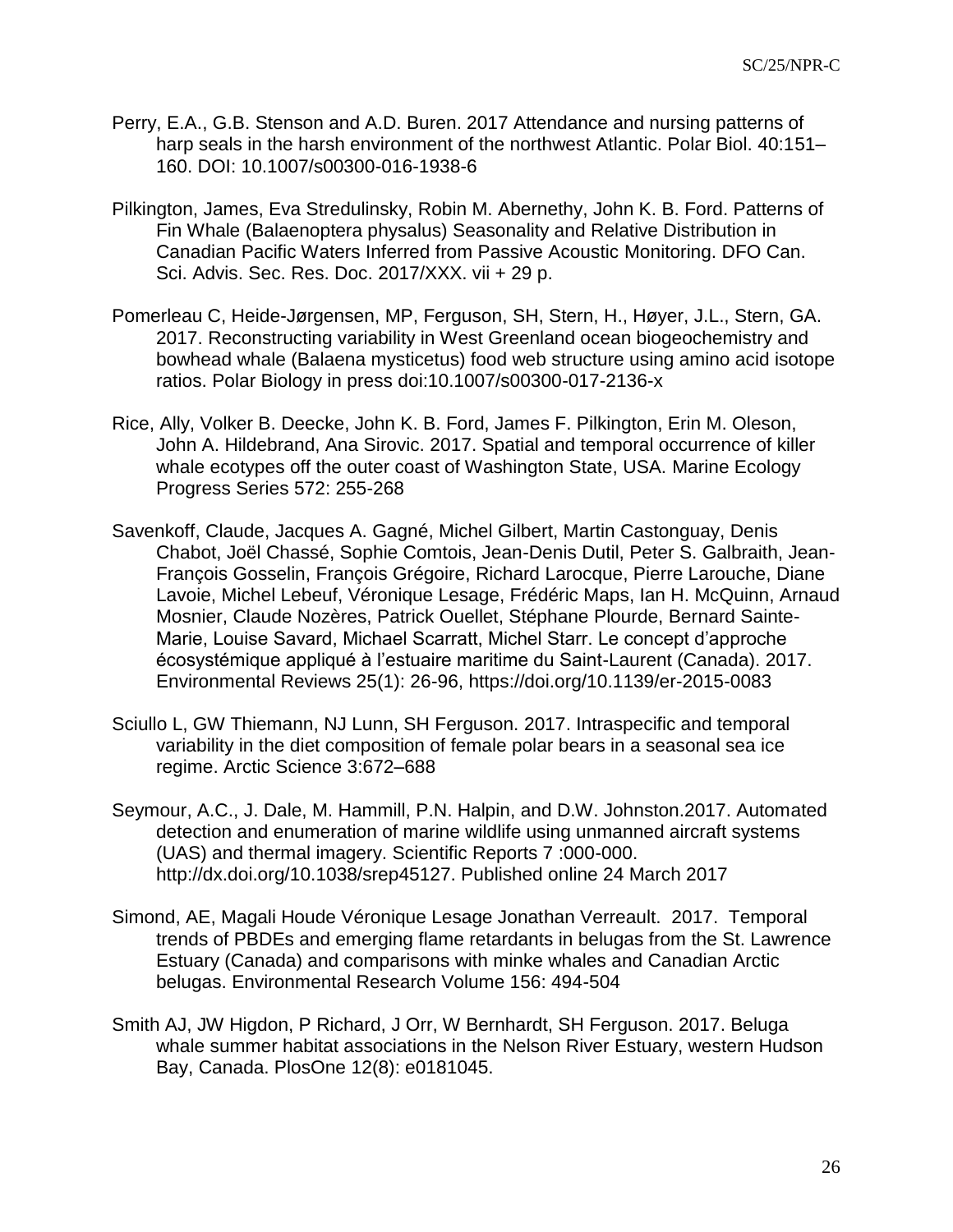Perry, E.A., G.B. Stenson and A.D. Buren. 2017 Attendance and nursing patterns of harp seals in the harsh environment of the northwest Atlantic. Polar Biol. 40:151–160. DOI: 10.1007/s00300-016-1938-6

Pilkington, James, Eva Stredulinsky, Robin M. Abernethy, John K. B. Ford. Patterns of Fin Whale (Balaenoptera physalus) Seasonality and Relative Distribution in Canadian Pacific Waters Inferred from Passive Acoustic Monitoring. DFO Can. Sci. Advis. Sec. Res. Doc. 2017/XXX. vii + 29 p.

Pomerleau C, Heide-Jørgensen, MP, Ferguson, SH, Stern, H., Høyer, J.L., Stern, GA. 2017. Reconstructing variability in West Greenland ocean biogeochemistry and bowhead whale (Balaena mysticetus) food web structure using amino acid isotope ratios. Polar Biology in press doi:10.1007/s00300-017-2136-x

Rice, Ally, Volker B. Deecke, John K. B. Ford, James F. Pilkington, Erin M. Oleson, John A. Hildebrand, Ana Sirovic. 2017. Spatial and temporal occurrence of killer whale ecotypes off the outer coast of Washington State, USA. Marine Ecology Progress Series 572: 255-268

Savenkoff, Claude, Jacques A. Gagné, Michel Gilbert, Martin Castonguay, Denis Chabot, Joël Chassé, Sophie Comtois, Jean-Denis Dutil, Peter S. Galbraith, Jean-François Gosselin, François Grégoire, Richard Larocque, Pierre Larouche, Diane Lavoie, Michel Lebeuf, Véronique Lesage, Frédéric Maps, Ian H. McQuinn, Arnaud Mosnier, Claude Nozères, Patrick Ouellet, Stéphane Plourde, Bernard Sainte-Marie, Louise Savard, Michael Scarratt, Michel Starr. Le concept d'approche écosystémique appliqué à l'estuaire maritime du Saint-Laurent (Canada). 2017. Environmental Reviews 25(1): 26-96, https://doi.org/10.1139/er-2015-0083

Sciullo L, GW Thiemann, NJ Lunn, SH Ferguson. 2017. Intraspecific and temporal variability in the diet composition of female polar bears in a seasonal sea ice regime. Arctic Science 3:672–688

Seymour, A.C., J. Dale, M. Hammill, P.N. Halpin, and D.W. Johnston.2017. Automated detection and enumeration of marine wildlife using unmanned aircraft systems (UAS) and thermal imagery. Scientific Reports 7 :000-000. http://dx.doi.org/10.1038/srep45127. Published online 24 March 2017

Simond, AE, Magali Houde Véronique Lesage Jonathan Verreault. 2017. Temporal trends of PBDEs and emerging flame retardants in belugas from the St. Lawrence Estuary (Canada) and comparisons with minke whales and Canadian Arctic belugas. Environmental Research Volume 156: 494-504

Smith AJ, JW Higdon, P Richard, J Orr, W Bernhardt, SH Ferguson. 2017. Beluga whale summer habitat associations in the Nelson River Estuary, western Hudson Bay, Canada. PlosOne 12(8): e0181045.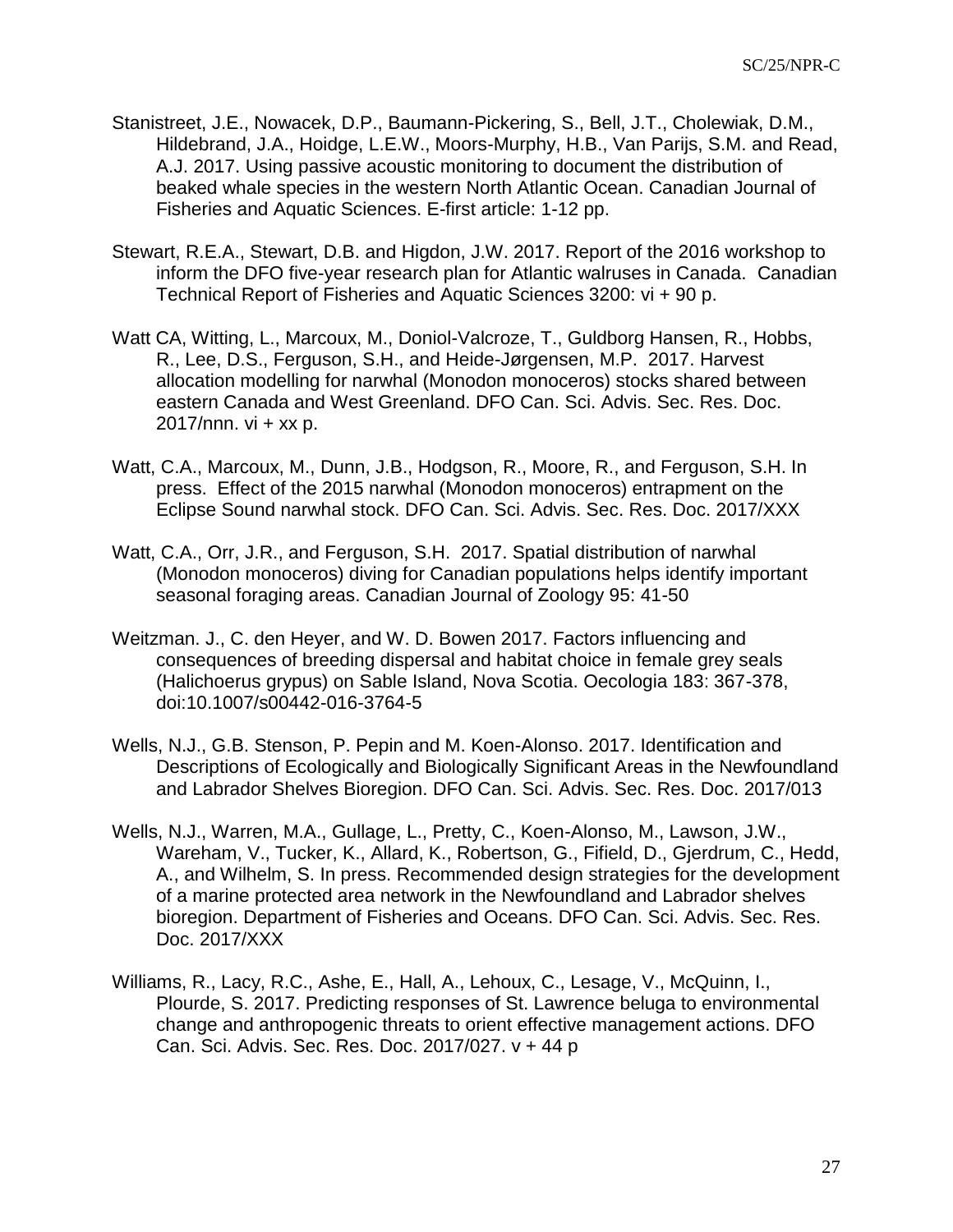Stanistreet, J.E., Nowacek, D.P., Baumann-Pickering, S., Bell, J.T., Cholewiak, D.M., Hildebrand, J.A., Hoidge, L.E.W., Moors-Murphy, H.B., Van Parijs, S.M. and Read, A.J. 2017. Using passive acoustic monitoring to document the distribution of beaked whale species in the western North Atlantic Ocean. Canadian Journal of Fisheries and Aquatic Sciences. E-first article: 1-12 pp.

Stewart, R.E.A., Stewart, D.B. and Higdon, J.W. 2017. Report of the 2016 workshop to inform the DFO five-year research plan for Atlantic walruses in Canada. Canadian Technical Report of Fisheries and Aquatic Sciences 3200: vi + 90 p.

Watt CA, Witting, L., Marcoux, M., Doniol-Valcroze, T., Guldborg Hansen, R., Hobbs, R., Lee, D.S., Ferguson, S.H., and Heide-Jørgensen, M.P. 2017. Harvest allocation modelling for narwhal (Monodon monoceros) stocks shared between eastern Canada and West Greenland. DFO Can. Sci. Advis. Sec. Res. Doc. 2017/nnn. vi + xx p.

Watt, C.A., Marcoux, M., Dunn, J.B., Hodgson, R., Moore, R., and Ferguson, S.H. In press. Effect of the 2015 narwhal (Monodon monoceros) entrapment on the Eclipse Sound narwhal stock. DFO Can. Sci. Advis. Sec. Res. Doc. 2017/XXX

Watt, C.A., Orr, J.R., and Ferguson, S.H. 2017. Spatial distribution of narwhal (Monodon monoceros) diving for Canadian populations helps identify important seasonal foraging areas. Canadian Journal of Zoology 95: 41-50

Weitzman. J., C. den Heyer, and W. D. Bowen 2017. Factors influencing and consequences of breeding dispersal and habitat choice in female grey seals (Halichoerus grypus) on Sable Island, Nova Scotia. Oecologia 183: 367-378, doi:10.1007/s00442-016-3764-5

Wells, N.J., G.B. Stenson, P. Pepin and M. Koen-Alonso. 2017. Identification and Descriptions of Ecologically and Biologically Significant Areas in the Newfoundland and Labrador Shelves Bioregion. DFO Can. Sci. Advis. Sec. Res. Doc. 2017/013

Wells, N.J., Warren, M.A., Gullage, L., Pretty, C., Koen-Alonso, M., Lawson, J.W., Wareham, V., Tucker, K., Allard, K., Robertson, G., Fifield, D., Gjerdrum, C., Hedd, A., and Wilhelm, S. In press. Recommended design strategies for the development of a marine protected area network in the Newfoundland and Labrador shelves bioregion. Department of Fisheries and Oceans. DFO Can. Sci. Advis. Sec. Res. Doc. 2017/XXX

Williams, R., Lacy, R.C., Ashe, E., Hall, A., Lehoux, C., Lesage, V., McQuinn, I., Plourde, S. 2017. Predicting responses of St. Lawrence beluga to environmental change and anthropogenic threats to orient effective management actions. DFO Can. Sci. Advis. Sec. Res. Doc. 2017/027. v + 44 p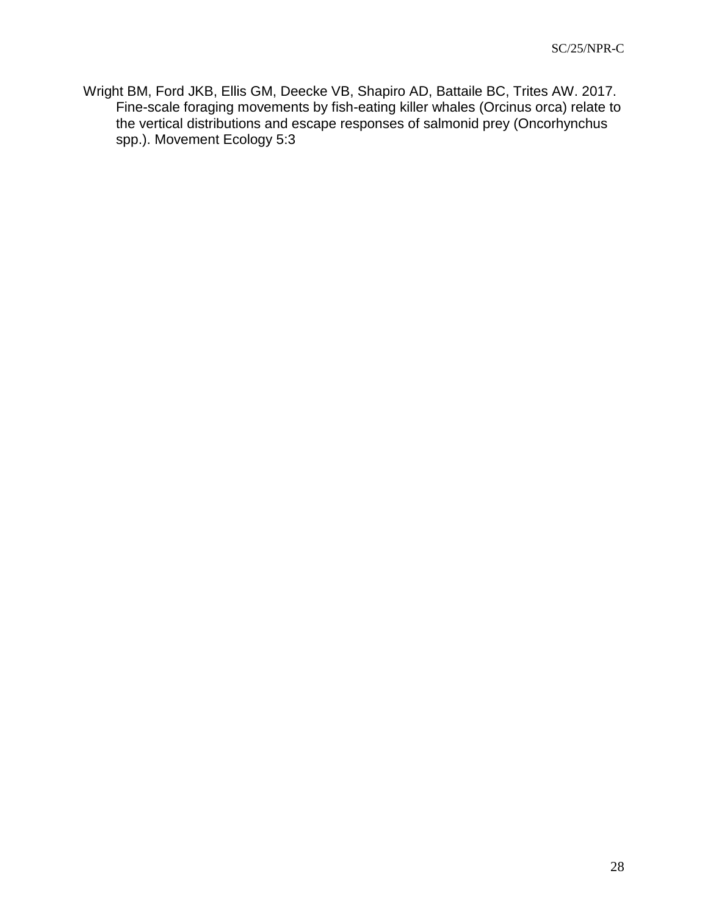Wright BM, Ford JKB, Ellis GM, Deecke VB, Shapiro AD, Battaile BC, Trites AW. 2017. Fine-scale foraging movements by fish-eating killer whales (Orcinus orca) relate to the vertical distributions and escape responses of salmonid prey (Oncorhynchus spp.). Movement Ecology 5:3